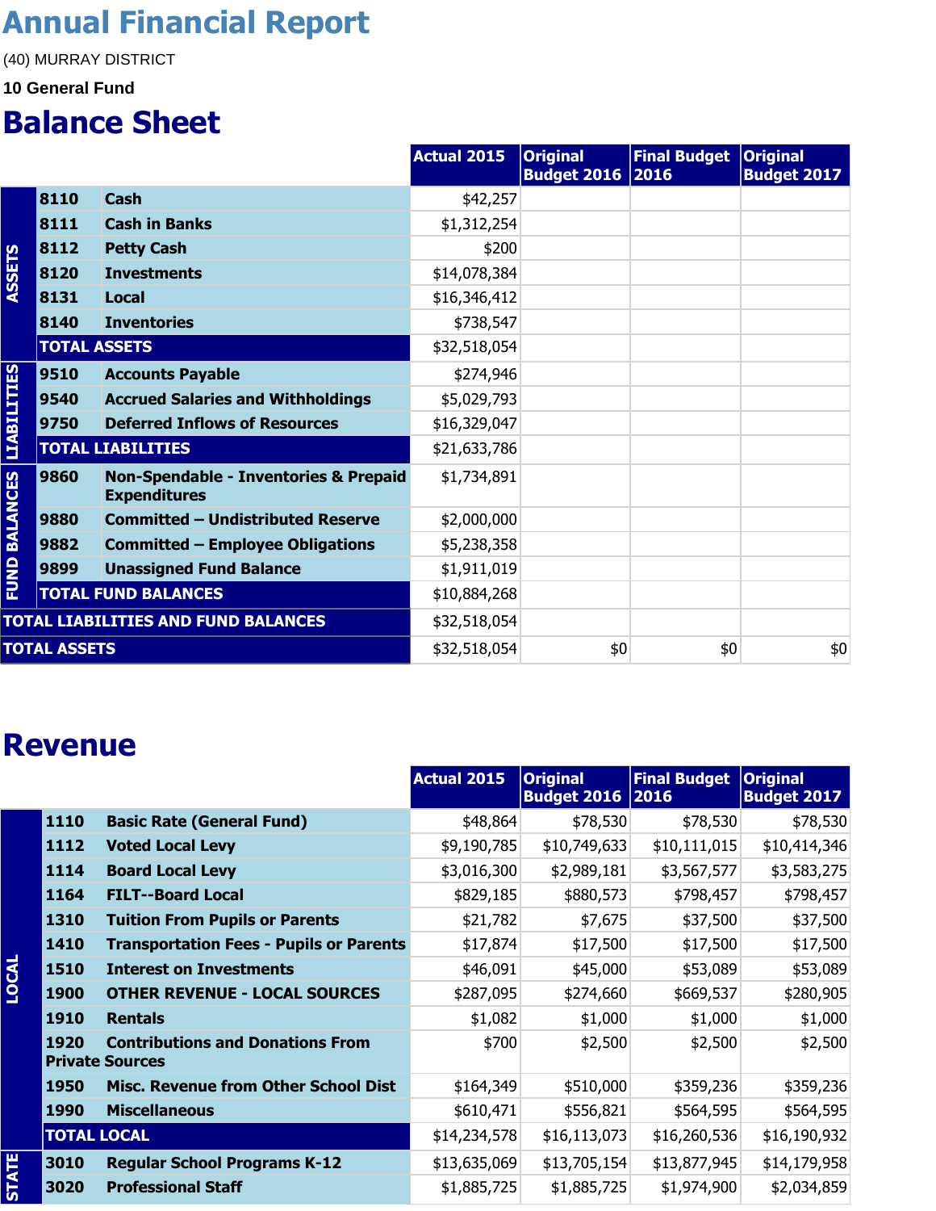# Annual Financial Report

(40) MURRAY DISTRICT

**10 General Fund**

## Balance Sheet

| | | | Actual 2015 | Original Budget 2016 | Final Budget 2016 | Original Budget 2017 |
|---|---|---|---|---|---|---|
| ASSETS | 8110 | Cash | $42,257 | | | |
| | 8111 | Cash in Banks | $1,312,254 | | | |
| | 8112 | Petty Cash | $200 | | | |
| | 8120 | Investments | $14,078,384 | | | |
| | 8131 | Local | $16,346,412 | | | |
| | 8140 | Inventories | $738,547 | | | |
| | TOTAL ASSETS | | $32,518,054 | | | |
| LIABILITIES | 9510 | Accounts Payable | $274,946 | | | |
| | 9540 | Accrued Salaries and Withholdings | $5,029,793 | | | |
| | 9750 | Deferred Inflows of Resources | $16,329,047 | | | |
| | TOTAL LIABILITIES | | $21,633,786 | | | |
| FUND BALANCES | 9860 | Non-Spendable - Inventories & Prepaid Expenditures | $1,734,891 | | | |
| | 9880 | Committed – Undistributed Reserve | $2,000,000 | | | |
| | 9882 | Committed – Employee Obligations | $5,238,358 | | | |
| | 9899 | Unassigned Fund Balance | $1,911,019 | | | |
| | TOTAL FUND BALANCES | | $10,884,268 | | | |
| TOTAL LIABILITIES AND FUND BALANCES | | | $32,518,054 | | | |
| TOTAL ASSETS | | | $32,518,054 | $0 | $0 | $0 |

## Revenue

| | | | Actual 2015 | Original Budget 2016 | Final Budget 2016 | Original Budget 2017 |
|---|---|---|---|---|---|---|
| LOCAL | 1110 | Basic Rate (General Fund) | $48,864 | $78,530 | $78,530 | $78,530 |
| | 1112 | Voted Local Levy | $9,190,785 | $10,749,633 | $10,111,015 | $10,414,346 |
| | 1114 | Board Local Levy | $3,016,300 | $2,989,181 | $3,567,577 | $3,583,275 |
| | 1164 | FILT--Board Local | $829,185 | $880,573 | $798,457 | $798,457 |
| | 1310 | Tuition From Pupils or Parents | $21,782 | $7,675 | $37,500 | $37,500 |
| | 1410 | Transportation Fees - Pupils or Parents | $17,874 | $17,500 | $17,500 | $17,500 |
| | 1510 | Interest on Investments | $46,091 | $45,000 | $53,089 | $53,089 |
| | 1900 | OTHER REVENUE - LOCAL SOURCES | $287,095 | $274,660 | $669,537 | $280,905 |
| | 1910 | Rentals | $1,082 | $1,000 | $1,000 | $1,000 |
| | 1920 | Contributions and Donations From Private Sources | $700 | $2,500 | $2,500 | $2,500 |
| | 1950 | Misc. Revenue from Other School Dist | $164,349 | $510,000 | $359,236 | $359,236 |
| | 1990 | Miscellaneous | $610,471 | $556,821 | $564,595 | $564,595 |
| | TOTAL LOCAL | | $14,234,578 | $16,113,073 | $16,260,536 | $16,190,932 |
| STATE | 3010 | Regular School Programs K-12 | $13,635,069 | $13,705,154 | $13,877,945 | $14,179,958 |
| | 3020 | Professional Staff | $1,885,725 | $1,885,725 | $1,974,900 | $2,034,859 |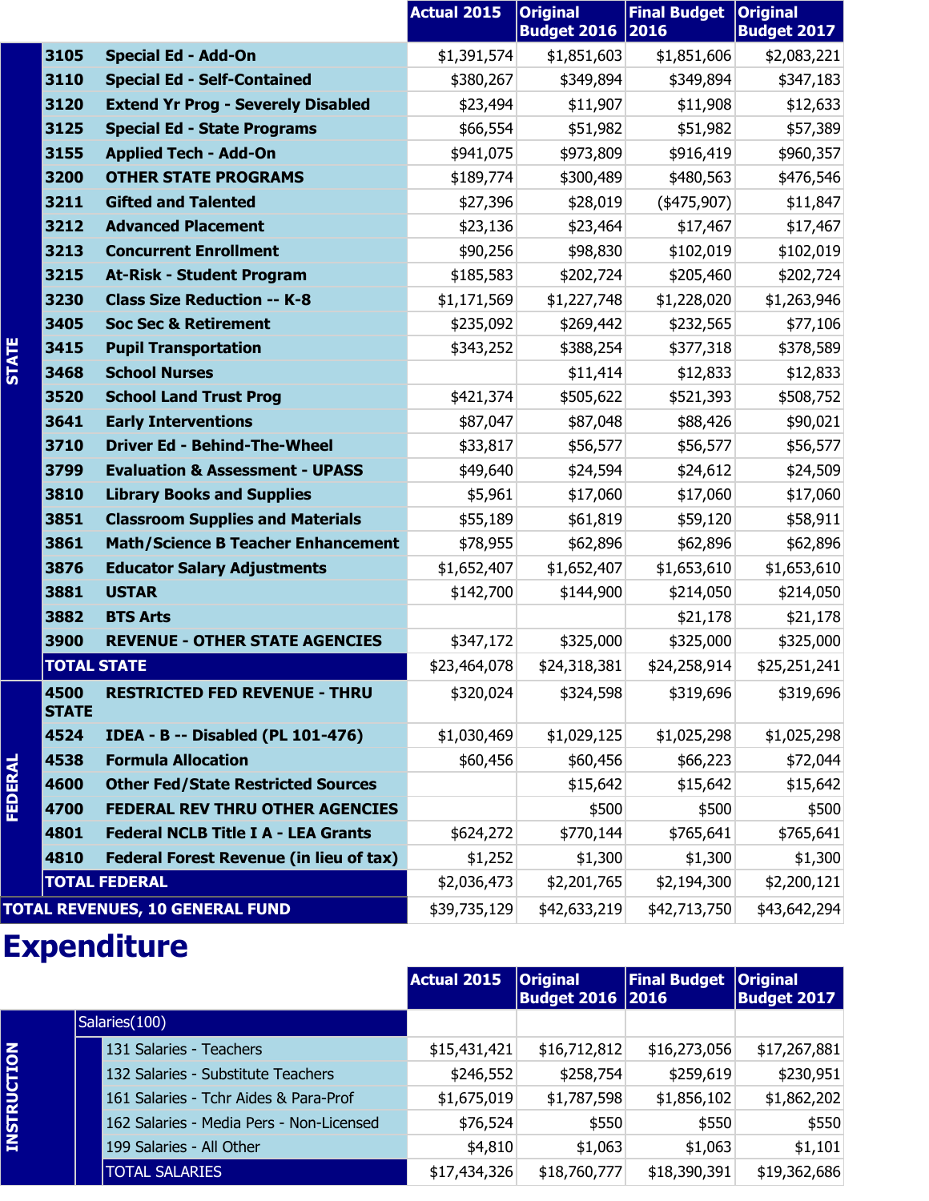| | Code | Description | Actual 2015 | Original Budget 2016 | Final Budget 2016 | Original Budget 2017 |
|---|---|---|---|---|---|---|
| STATE | 3105 | Special Ed - Add-On | $1,391,574 | $1,851,603 | $1,851,606 | $2,083,221 |
| | 3110 | Special Ed - Self-Contained | $380,267 | $349,894 | $349,894 | $347,183 |
| | 3120 | Extend Yr Prog - Severely Disabled | $23,494 | $11,907 | $11,908 | $12,633 |
| | 3125 | Special Ed - State Programs | $66,554 | $51,982 | $51,982 | $57,389 |
| | 3155 | Applied Tech - Add-On | $941,075 | $973,809 | $916,419 | $960,357 |
| | 3200 | OTHER STATE PROGRAMS | $189,774 | $300,489 | $480,563 | $476,546 |
| | 3211 | Gifted and Talented | $27,396 | $28,019 | ($475,907) | $11,847 |
| | 3212 | Advanced Placement | $23,136 | $23,464 | $17,467 | $17,467 |
| | 3213 | Concurrent Enrollment | $90,256 | $98,830 | $102,019 | $102,019 |
| | 3215 | At-Risk - Student Program | $185,583 | $202,724 | $205,460 | $202,724 |
| | 3230 | Class Size Reduction -- K-8 | $1,171,569 | $1,227,748 | $1,228,020 | $1,263,946 |
| | 3405 | Soc Sec & Retirement | $235,092 | $269,442 | $232,565 | $77,106 |
| | 3415 | Pupil Transportation | $343,252 | $388,254 | $377,318 | $378,589 |
| | 3468 | School Nurses | | $11,414 | $12,833 | $12,833 |
| | 3520 | School Land Trust Prog | $421,374 | $505,622 | $521,393 | $508,752 |
| | 3641 | Early Interventions | $87,047 | $87,048 | $88,426 | $90,021 |
| | 3710 | Driver Ed - Behind-The-Wheel | $33,817 | $56,577 | $56,577 | $56,577 |
| | 3799 | Evaluation & Assessment - UPASS | $49,640 | $24,594 | $24,612 | $24,509 |
| | 3810 | Library Books and Supplies | $5,961 | $17,060 | $17,060 | $17,060 |
| | 3851 | Classroom Supplies and Materials | $55,189 | $61,819 | $59,120 | $58,911 |
| | 3861 | Math/Science B Teacher Enhancement | $78,955 | $62,896 | $62,896 | $62,896 |
| | 3876 | Educator Salary Adjustments | $1,652,407 | $1,652,407 | $1,653,610 | $1,653,610 |
| | 3881 | USTAR | $142,700 | $144,900 | $214,050 | $214,050 |
| | 3882 | BTS Arts | | | $21,178 | $21,178 |
| | 3900 | REVENUE - OTHER STATE AGENCIES | $347,172 | $325,000 | $325,000 | $325,000 |
| | TOTAL STATE | | $23,464,078 | $24,318,381 | $24,258,914 | $25,251,241 |
| FEDERAL | 4500 | RESTRICTED FED REVENUE - THRU STATE | $320,024 | $324,598 | $319,696 | $319,696 |
| | 4524 | IDEA - B -- Disabled (PL 101-476) | $1,030,469 | $1,029,125 | $1,025,298 | $1,025,298 |
| | 4538 | Formula Allocation | $60,456 | $60,456 | $66,223 | $72,044 |
| | 4600 | Other Fed/State Restricted Sources | | $15,642 | $15,642 | $15,642 |
| | 4700 | FEDERAL REV THRU OTHER AGENCIES | | $500 | $500 | $500 |
| | 4801 | Federal NCLB Title I A - LEA Grants | $624,272 | $770,144 | $765,641 | $765,641 |
| | 4810 | Federal Forest Revenue (in lieu of tax) | $1,252 | $1,300 | $1,300 | $1,300 |
| | TOTAL FEDERAL | | $2,036,473 | $2,201,765 | $2,194,300 | $2,200,121 |
| TOTAL REVENUES, 10 GENERAL FUND | | | $39,735,129 | $42,633,219 | $42,713,750 | $43,642,294 |

# Expenditure

| | | Actual 2015 | Original Budget 2016 | Final Budget 2016 | Original Budget 2017 |
|---|---|---|---|---|---|
| INSTRUCTION | Salaries(100) | | | | |
| | 131 Salaries - Teachers | $15,431,421 | $16,712,812 | $16,273,056 | $17,267,881 |
| | 132 Salaries - Substitute Teachers | $246,552 | $258,754 | $259,619 | $230,951 |
| | 161 Salaries - Tchr Aides & Para-Prof | $1,675,019 | $1,787,598 | $1,856,102 | $1,862,202 |
| | 162 Salaries - Media Pers - Non-Licensed | $76,524 | $550 | $550 | $550 |
| | 199 Salaries - All Other | $4,810 | $1,063 | $1,063 | $1,101 |
| | TOTAL SALARIES | $17,434,326 | $18,760,777 | $18,390,391 | $19,362,686 |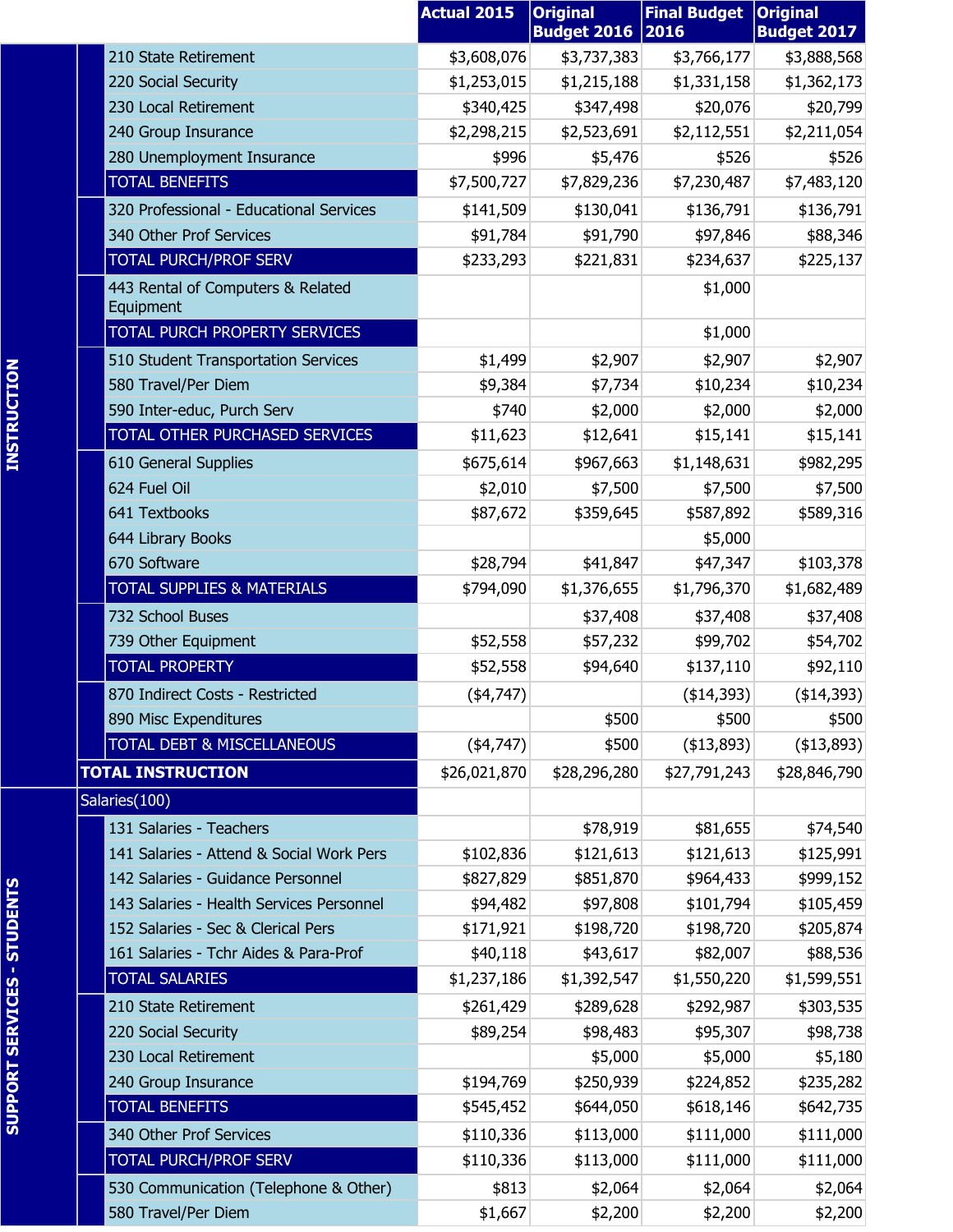| | | Actual 2015 | Original Budget 2016 | Final Budget 2016 | Original Budget 2017 |
|---|---|---|---|---|---|
| INSTRUCTION | 210 State Retirement | $3,608,076 | $3,737,383 | $3,766,177 | $3,888,568 |
| | 220 Social Security | $1,253,015 | $1,215,188 | $1,331,158 | $1,362,173 |
| | 230 Local Retirement | $340,425 | $347,498 | $20,076 | $20,799 |
| | 240 Group Insurance | $2,298,215 | $2,523,691 | $2,112,551 | $2,211,054 |
| | 280 Unemployment Insurance | $996 | $5,476 | $526 | $526 |
| | TOTAL BENEFITS | $7,500,727 | $7,829,236 | $7,230,487 | $7,483,120 |
| | 320 Professional - Educational Services | $141,509 | $130,041 | $136,791 | $136,791 |
| | 340 Other Prof Services | $91,784 | $91,790 | $97,846 | $88,346 |
| | TOTAL PURCH/PROF SERV | $233,293 | $221,831 | $234,637 | $225,137 |
| | 443 Rental of Computers & Related Equipment | | | $1,000 | |
| | TOTAL PURCH PROPERTY SERVICES | | | $1,000 | |
| | 510 Student Transportation Services | $1,499 | $2,907 | $2,907 | $2,907 |
| | 580 Travel/Per Diem | $9,384 | $7,734 | $10,234 | $10,234 |
| | 590 Inter-educ, Purch Serv | $740 | $2,000 | $2,000 | $2,000 |
| | TOTAL OTHER PURCHASED SERVICES | $11,623 | $12,641 | $15,141 | $15,141 |
| | 610 General Supplies | $675,614 | $967,663 | $1,148,631 | $982,295 |
| | 624 Fuel Oil | $2,010 | $7,500 | $7,500 | $7,500 |
| | 641 Textbooks | $87,672 | $359,645 | $587,892 | $589,316 |
| | 644 Library Books | | | $5,000 | |
| | 670 Software | $28,794 | $41,847 | $47,347 | $103,378 |
| | TOTAL SUPPLIES & MATERIALS | $794,090 | $1,376,655 | $1,796,370 | $1,682,489 |
| | 732 School Buses | | $37,408 | $37,408 | $37,408 |
| | 739 Other Equipment | $52,558 | $57,232 | $99,702 | $54,702 |
| | TOTAL PROPERTY | $52,558 | $94,640 | $137,110 | $92,110 |
| | 870 Indirect Costs - Restricted | ($4,747) | | ($14,393) | ($14,393) |
| | 890 Misc Expenditures | | $500 | $500 | $500 |
| | TOTAL DEBT & MISCELLANEOUS | ($4,747) | $500 | ($13,893) | ($13,893) |
| | **TOTAL INSTRUCTION** | $26,021,870 | $28,296,280 | $27,791,243 | $28,846,790 |
| SUPPORT SERVICES - STUDENTS | Salaries(100) | | | | |
| | 131 Salaries - Teachers | | $78,919 | $81,655 | $74,540 |
| | 141 Salaries - Attend & Social Work Pers | $102,836 | $121,613 | $121,613 | $125,991 |
| | 142 Salaries - Guidance Personnel | $827,829 | $851,870 | $964,433 | $999,152 |
| | 143 Salaries - Health Services Personnel | $94,482 | $97,808 | $101,794 | $105,459 |
| | 152 Salaries - Sec & Clerical Pers | $171,921 | $198,720 | $198,720 | $205,874 |
| | 161 Salaries - Tchr Aides & Para-Prof | $40,118 | $43,617 | $82,007 | $88,536 |
| | TOTAL SALARIES | $1,237,186 | $1,392,547 | $1,550,220 | $1,599,551 |
| | 210 State Retirement | $261,429 | $289,628 | $292,987 | $303,535 |
| | 220 Social Security | $89,254 | $98,483 | $95,307 | $98,738 |
| | 230 Local Retirement | | $5,000 | $5,000 | $5,180 |
| | 240 Group Insurance | $194,769 | $250,939 | $224,852 | $235,282 |
| | TOTAL BENEFITS | $545,452 | $644,050 | $618,146 | $642,735 |
| | 340 Other Prof Services | $110,336 | $113,000 | $111,000 | $111,000 |
| | TOTAL PURCH/PROF SERV | $110,336 | $113,000 | $111,000 | $111,000 |
| | 530 Communication (Telephone & Other) | $813 | $2,064 | $2,064 | $2,064 |
| | 580 Travel/Per Diem | $1,667 | $2,200 | $2,200 | $2,200 |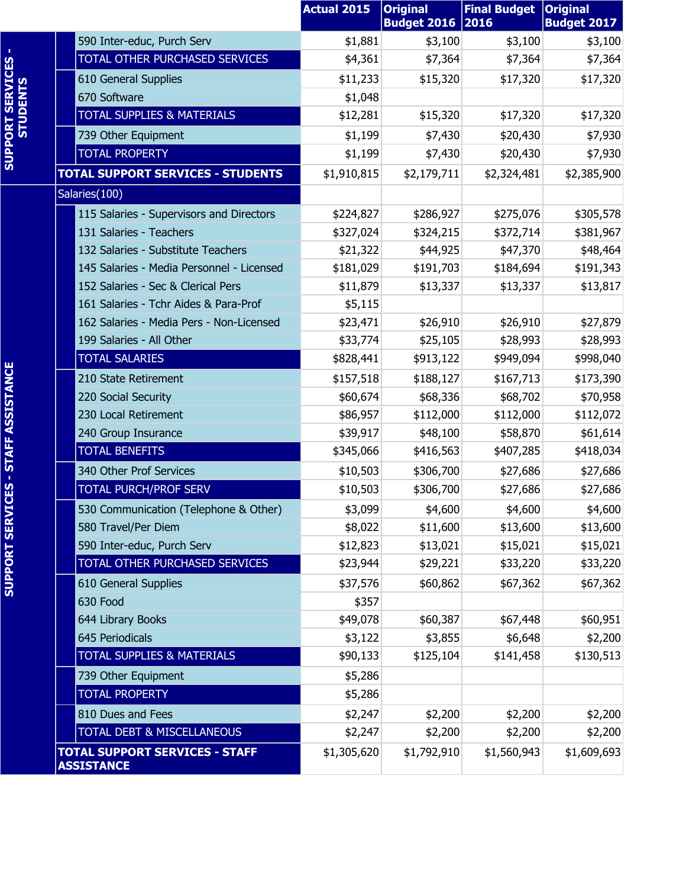| | | Actual 2015 | Original Budget 2016 | Final Budget 2016 | Original Budget 2017 |
|---|---|---|---|---|---|
| SUPPORT SERVICES - STUDENTS | 590 Inter-educ, Purch Serv | $1,881 | $3,100 | $3,100 | $3,100 |
| | TOTAL OTHER PURCHASED SERVICES | $4,361 | $7,364 | $7,364 | $7,364 |
| | 610 General Supplies | $11,233 | $15,320 | $17,320 | $17,320 |
| | 670 Software | $1,048 | | | |
| | TOTAL SUPPLIES & MATERIALS | $12,281 | $15,320 | $17,320 | $17,320 |
| | 739 Other Equipment | $1,199 | $7,430 | $20,430 | $7,930 |
| | TOTAL PROPERTY | $1,199 | $7,430 | $20,430 | $7,930 |
| | **TOTAL SUPPORT SERVICES - STUDENTS** | $1,910,815 | $2,179,711 | $2,324,481 | $2,385,900 |
| SUPPORT SERVICES - STAFF ASSISTANCE | Salaries(100) | | | | |
| | 115 Salaries - Supervisors and Directors | $224,827 | $286,927 | $275,076 | $305,578 |
| | 131 Salaries - Teachers | $327,024 | $324,215 | $372,714 | $381,967 |
| | 132 Salaries - Substitute Teachers | $21,322 | $44,925 | $47,370 | $48,464 |
| | 145 Salaries - Media Personnel - Licensed | $181,029 | $191,703 | $184,694 | $191,343 |
| | 152 Salaries - Sec & Clerical Pers | $11,879 | $13,337 | $13,337 | $13,817 |
| | 161 Salaries - Tchr Aides & Para-Prof | $5,115 | | | |
| | 162 Salaries - Media Pers - Non-Licensed | $23,471 | $26,910 | $26,910 | $27,879 |
| | 199 Salaries - All Other | $33,774 | $25,105 | $28,993 | $28,993 |
| | TOTAL SALARIES | $828,441 | $913,122 | $949,094 | $998,040 |
| | 210 State Retirement | $157,518 | $188,127 | $167,713 | $173,390 |
| | 220 Social Security | $60,674 | $68,336 | $68,702 | $70,958 |
| | 230 Local Retirement | $86,957 | $112,000 | $112,000 | $112,072 |
| | 240 Group Insurance | $39,917 | $48,100 | $58,870 | $61,614 |
| | TOTAL BENEFITS | $345,066 | $416,563 | $407,285 | $418,034 |
| | 340 Other Prof Services | $10,503 | $306,700 | $27,686 | $27,686 |
| | TOTAL PURCH/PROF SERV | $10,503 | $306,700 | $27,686 | $27,686 |
| | 530 Communication (Telephone & Other) | $3,099 | $4,600 | $4,600 | $4,600 |
| | 580 Travel/Per Diem | $8,022 | $11,600 | $13,600 | $13,600 |
| | 590 Inter-educ, Purch Serv | $12,823 | $13,021 | $15,021 | $15,021 |
| | TOTAL OTHER PURCHASED SERVICES | $23,944 | $29,221 | $33,220 | $33,220 |
| | 610 General Supplies | $37,576 | $60,862 | $67,362 | $67,362 |
| | 630 Food | $357 | | | |
| | 644 Library Books | $49,078 | $60,387 | $67,448 | $60,951 |
| | 645 Periodicals | $3,122 | $3,855 | $6,648 | $2,200 |
| | TOTAL SUPPLIES & MATERIALS | $90,133 | $125,104 | $141,458 | $130,513 |
| | 739 Other Equipment | $5,286 | | | |
| | TOTAL PROPERTY | $5,286 | | | |
| | 810 Dues and Fees | $2,247 | $2,200 | $2,200 | $2,200 |
| | TOTAL DEBT & MISCELLANEOUS | $2,247 | $2,200 | $2,200 | $2,200 |
| | **TOTAL SUPPORT SERVICES - STAFF ASSISTANCE** | $1,305,620 | $1,792,910 | $1,560,943 | $1,609,693 |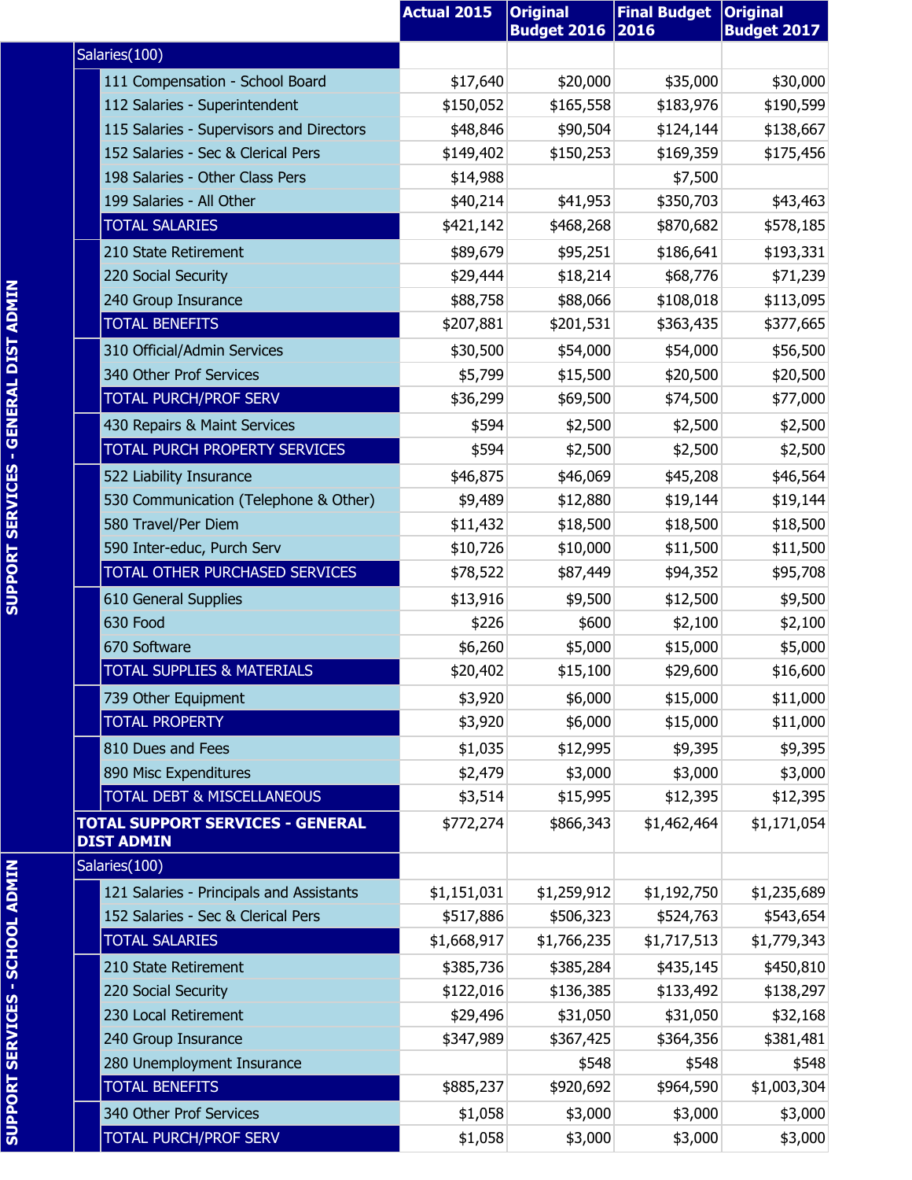| | | Actual 2015 | Original Budget 2016 | Final Budget 2016 | Original Budget 2017 |
|---|---|---|---|---|---|
| **SUPPORT SERVICES - GENERAL DIST ADMIN** | Salaries(100) | | | | |
| | 111 Compensation - School Board | $17,640 | $20,000 | $35,000 | $30,000 |
| | 112 Salaries - Superintendent | $150,052 | $165,558 | $183,976 | $190,599 |
| | 115 Salaries - Supervisors and Directors | $48,846 | $90,504 | $124,144 | $138,667 |
| | 152 Salaries - Sec & Clerical Pers | $149,402 | $150,253 | $169,359 | $175,456 |
| | 198 Salaries - Other Class Pers | $14,988 | | $7,500 | |
| | 199 Salaries - All Other | $40,214 | $41,953 | $350,703 | $43,463 |
| | TOTAL SALARIES | $421,142 | $468,268 | $870,682 | $578,185 |
| | 210 State Retirement | $89,679 | $95,251 | $186,641 | $193,331 |
| | 220 Social Security | $29,444 | $18,214 | $68,776 | $71,239 |
| | 240 Group Insurance | $88,758 | $88,066 | $108,018 | $113,095 |
| | TOTAL BENEFITS | $207,881 | $201,531 | $363,435 | $377,665 |
| | 310 Official/Admin Services | $30,500 | $54,000 | $54,000 | $56,500 |
| | 340 Other Prof Services | $5,799 | $15,500 | $20,500 | $20,500 |
| | TOTAL PURCH/PROF SERV | $36,299 | $69,500 | $74,500 | $77,000 |
| | 430 Repairs & Maint Services | $594 | $2,500 | $2,500 | $2,500 |
| | TOTAL PURCH PROPERTY SERVICES | $594 | $2,500 | $2,500 | $2,500 |
| | 522 Liability Insurance | $46,875 | $46,069 | $45,208 | $46,564 |
| | 530 Communication (Telephone & Other) | $9,489 | $12,880 | $19,144 | $19,144 |
| | 580 Travel/Per Diem | $11,432 | $18,500 | $18,500 | $18,500 |
| | 590 Inter-educ, Purch Serv | $10,726 | $10,000 | $11,500 | $11,500 |
| | TOTAL OTHER PURCHASED SERVICES | $78,522 | $87,449 | $94,352 | $95,708 |
| | 610 General Supplies | $13,916 | $9,500 | $12,500 | $9,500 |
| | 630 Food | $226 | $600 | $2,100 | $2,100 |
| | 670 Software | $6,260 | $5,000 | $15,000 | $5,000 |
| | TOTAL SUPPLIES & MATERIALS | $20,402 | $15,100 | $29,600 | $16,600 |
| | 739 Other Equipment | $3,920 | $6,000 | $15,000 | $11,000 |
| | TOTAL PROPERTY | $3,920 | $6,000 | $15,000 | $11,000 |
| | 810 Dues and Fees | $1,035 | $12,995 | $9,395 | $9,395 |
| | 890 Misc Expenditures | $2,479 | $3,000 | $3,000 | $3,000 |
| | TOTAL DEBT & MISCELLANEOUS | $3,514 | $15,995 | $12,395 | $12,395 |
| | **TOTAL SUPPORT SERVICES - GENERAL DIST ADMIN** | $772,274 | $866,343 | $1,462,464 | $1,171,054 |
| **SUPPORT SERVICES - SCHOOL ADMIN** | Salaries(100) | | | | |
| | 121 Salaries - Principals and Assistants | $1,151,031 | $1,259,912 | $1,192,750 | $1,235,689 |
| | 152 Salaries - Sec & Clerical Pers | $517,886 | $506,323 | $524,763 | $543,654 |
| | TOTAL SALARIES | $1,668,917 | $1,766,235 | $1,717,513 | $1,779,343 |
| | 210 State Retirement | $385,736 | $385,284 | $435,145 | $450,810 |
| | 220 Social Security | $122,016 | $136,385 | $133,492 | $138,297 |
| | 230 Local Retirement | $29,496 | $31,050 | $31,050 | $32,168 |
| | 240 Group Insurance | $347,989 | $367,425 | $364,356 | $381,481 |
| | 280 Unemployment Insurance | | $548 | $548 | $548 |
| | TOTAL BENEFITS | $885,237 | $920,692 | $964,590 | $1,003,304 |
| | 340 Other Prof Services | $1,058 | $3,000 | $3,000 | $3,000 |
| | TOTAL PURCH/PROF SERV | $1,058 | $3,000 | $3,000 | $3,000 |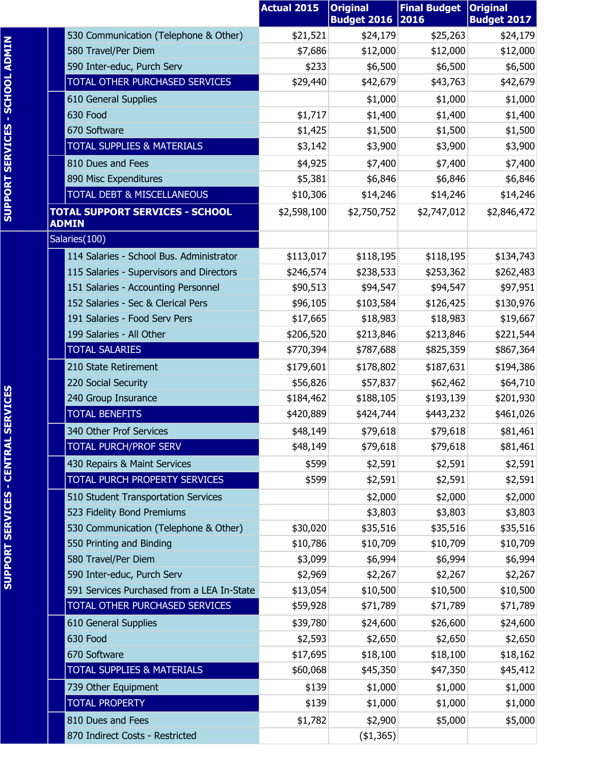| | | Actual 2015 | Original Budget 2016 | Final Budget 2016 | Original Budget 2017 |
|---|---|---|---|---|---|
| SUPPORT SERVICES - SCHOOL ADMIN | 530 Communication (Telephone & Other) | $21,521 | $24,179 | $25,263 | $24,179 |
| | 580 Travel/Per Diem | $7,686 | $12,000 | $12,000 | $12,000 |
| | 590 Inter-educ, Purch Serv | $233 | $6,500 | $6,500 | $6,500 |
| | TOTAL OTHER PURCHASED SERVICES | $29,440 | $42,679 | $43,763 | $42,679 |
| | 610 General Supplies | | $1,000 | $1,000 | $1,000 |
| | 630 Food | $1,717 | $1,400 | $1,400 | $1,400 |
| | 670 Software | $1,425 | $1,500 | $1,500 | $1,500 |
| | TOTAL SUPPLIES & MATERIALS | $3,142 | $3,900 | $3,900 | $3,900 |
| | 810 Dues and Fees | $4,925 | $7,400 | $7,400 | $7,400 |
| | 890 Misc Expenditures | $5,381 | $6,846 | $6,846 | $6,846 |
| | TOTAL DEBT & MISCELLANEOUS | $10,306 | $14,246 | $14,246 | $14,246 |
| | **TOTAL SUPPORT SERVICES - SCHOOL ADMIN** | $2,598,100 | $2,750,752 | $2,747,012 | $2,846,472 |
| SUPPORT SERVICES - CENTRAL SERVICES | Salaries(100) | | | | |
| | 114 Salaries - School Bus. Administrator | $113,017 | $118,195 | $118,195 | $134,743 |
| | 115 Salaries - Supervisors and Directors | $246,574 | $238,533 | $253,362 | $262,483 |
| | 151 Salaries - Accounting Personnel | $90,513 | $94,547 | $94,547 | $97,951 |
| | 152 Salaries - Sec & Clerical Pers | $96,105 | $103,584 | $126,425 | $130,976 |
| | 191 Salaries - Food Serv Pers | $17,665 | $18,983 | $18,983 | $19,667 |
| | 199 Salaries - All Other | $206,520 | $213,846 | $213,846 | $221,544 |
| | TOTAL SALARIES | $770,394 | $787,688 | $825,359 | $867,364 |
| | 210 State Retirement | $179,601 | $178,802 | $187,631 | $194,386 |
| | 220 Social Security | $56,826 | $57,837 | $62,462 | $64,710 |
| | 240 Group Insurance | $184,462 | $188,105 | $193,139 | $201,930 |
| | TOTAL BENEFITS | $420,889 | $424,744 | $443,232 | $461,026 |
| | 340 Other Prof Services | $48,149 | $79,618 | $79,618 | $81,461 |
| | TOTAL PURCH/PROF SERV | $48,149 | $79,618 | $79,618 | $81,461 |
| | 430 Repairs & Maint Services | $599 | $2,591 | $2,591 | $2,591 |
| | TOTAL PURCH PROPERTY SERVICES | $599 | $2,591 | $2,591 | $2,591 |
| | 510 Student Transportation Services | | $2,000 | $2,000 | $2,000 |
| | 523 Fidelity Bond Premiums | | $3,803 | $3,803 | $3,803 |
| | 530 Communication (Telephone & Other) | $30,020 | $35,516 | $35,516 | $35,516 |
| | 550 Printing and Binding | $10,786 | $10,709 | $10,709 | $10,709 |
| | 580 Travel/Per Diem | $3,099 | $6,994 | $6,994 | $6,994 |
| | 590 Inter-educ, Purch Serv | $2,969 | $2,267 | $2,267 | $2,267 |
| | 591 Services Purchased from a LEA In-State | $13,054 | $10,500 | $10,500 | $10,500 |
| | TOTAL OTHER PURCHASED SERVICES | $59,928 | $71,789 | $71,789 | $71,789 |
| | 610 General Supplies | $39,780 | $24,600 | $26,600 | $24,600 |
| | 630 Food | $2,593 | $2,650 | $2,650 | $2,650 |
| | 670 Software | $17,695 | $18,100 | $18,100 | $18,162 |
| | TOTAL SUPPLIES & MATERIALS | $60,068 | $45,350 | $47,350 | $45,412 |
| | 739 Other Equipment | $139 | $1,000 | $1,000 | $1,000 |
| | TOTAL PROPERTY | $139 | $1,000 | $1,000 | $1,000 |
| | 810 Dues and Fees | $1,782 | $2,900 | $5,000 | $5,000 |
| | 870 Indirect Costs - Restricted | | ($1,365) | | |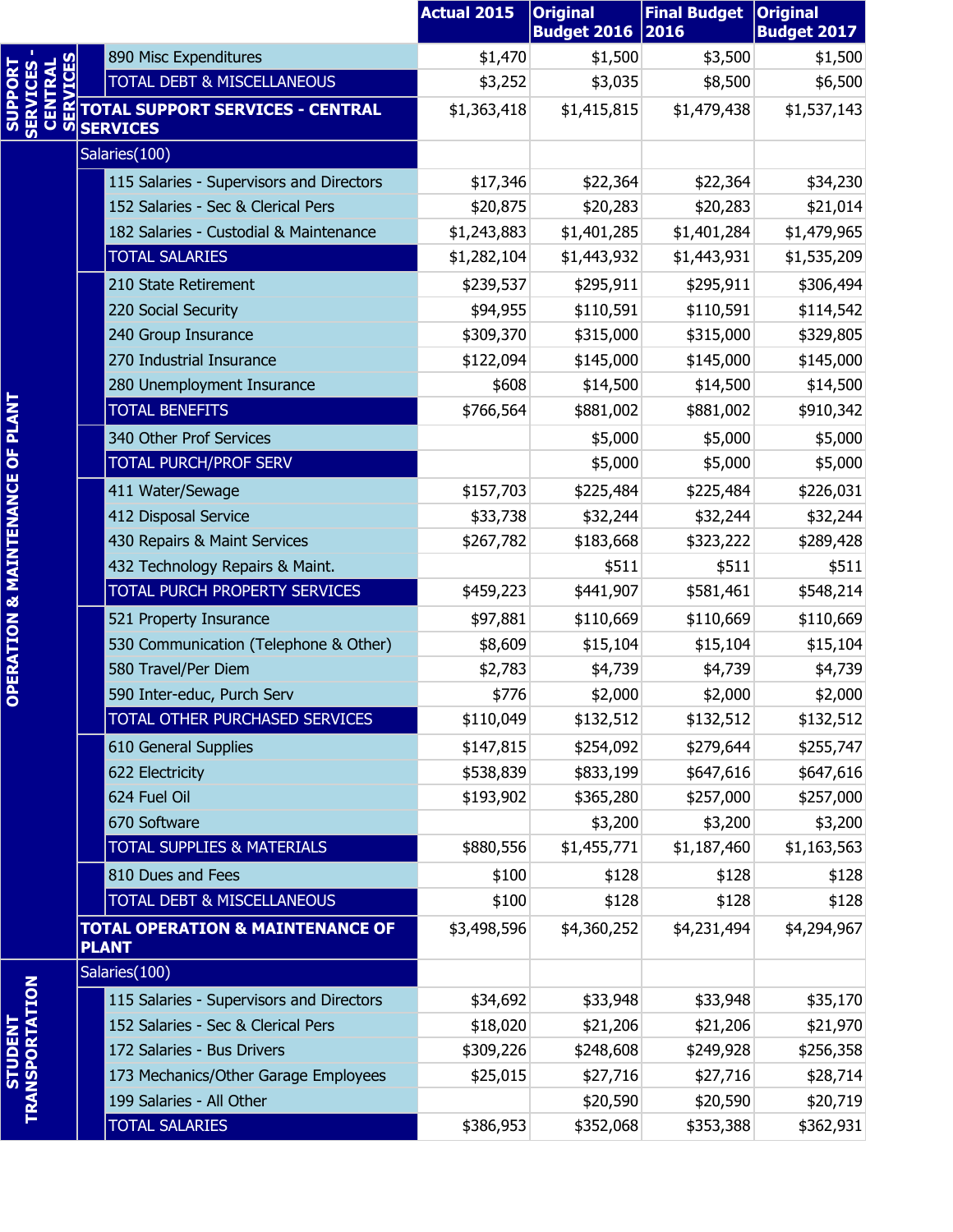| | | Actual 2015 | Original Budget 2016 | Final Budget 2016 | Original Budget 2017 |
|---|---|---|---|---|---|
| SUPPORT SERVICES - CENTRAL SERVICES | 890 Misc Expenditures | $1,470 | $1,500 | $3,500 | $1,500 |
| | TOTAL DEBT & MISCELLANEOUS | $3,252 | $3,035 | $8,500 | $6,500 |
| | **TOTAL SUPPORT SERVICES - CENTRAL SERVICES** | $1,363,418 | $1,415,815 | $1,479,438 | $1,537,143 |
| OPERATION & MAINTENANCE OF PLANT | Salaries(100) | | | | |
| | 115 Salaries - Supervisors and Directors | $17,346 | $22,364 | $22,364 | $34,230 |
| | 152 Salaries - Sec & Clerical Pers | $20,875 | $20,283 | $20,283 | $21,014 |
| | 182 Salaries - Custodial & Maintenance | $1,243,883 | $1,401,285 | $1,401,284 | $1,479,965 |
| | TOTAL SALARIES | $1,282,104 | $1,443,932 | $1,443,931 | $1,535,209 |
| | 210 State Retirement | $239,537 | $295,911 | $295,911 | $306,494 |
| | 220 Social Security | $94,955 | $110,591 | $110,591 | $114,542 |
| | 240 Group Insurance | $309,370 | $315,000 | $315,000 | $329,805 |
| | 270 Industrial Insurance | $122,094 | $145,000 | $145,000 | $145,000 |
| | 280 Unemployment Insurance | $608 | $14,500 | $14,500 | $14,500 |
| | TOTAL BENEFITS | $766,564 | $881,002 | $881,002 | $910,342 |
| | 340 Other Prof Services | | $5,000 | $5,000 | $5,000 |
| | TOTAL PURCH/PROF SERV | | $5,000 | $5,000 | $5,000 |
| | 411 Water/Sewage | $157,703 | $225,484 | $225,484 | $226,031 |
| | 412 Disposal Service | $33,738 | $32,244 | $32,244 | $32,244 |
| | 430 Repairs & Maint Services | $267,782 | $183,668 | $323,222 | $289,428 |
| | 432 Technology Repairs & Maint. | | $511 | $511 | $511 |
| | TOTAL PURCH PROPERTY SERVICES | $459,223 | $441,907 | $581,461 | $548,214 |
| | 521 Property Insurance | $97,881 | $110,669 | $110,669 | $110,669 |
| | 530 Communication (Telephone & Other) | $8,609 | $15,104 | $15,104 | $15,104 |
| | 580 Travel/Per Diem | $2,783 | $4,739 | $4,739 | $4,739 |
| | 590 Inter-educ, Purch Serv | $776 | $2,000 | $2,000 | $2,000 |
| | TOTAL OTHER PURCHASED SERVICES | $110,049 | $132,512 | $132,512 | $132,512 |
| | 610 General Supplies | $147,815 | $254,092 | $279,644 | $255,747 |
| | 622 Electricity | $538,839 | $833,199 | $647,616 | $647,616 |
| | 624 Fuel Oil | $193,902 | $365,280 | $257,000 | $257,000 |
| | 670 Software | | $3,200 | $3,200 | $3,200 |
| | TOTAL SUPPLIES & MATERIALS | $880,556 | $1,455,771 | $1,187,460 | $1,163,563 |
| | 810 Dues and Fees | $100 | $128 | $128 | $128 |
| | TOTAL DEBT & MISCELLANEOUS | $100 | $128 | $128 | $128 |
| | **TOTAL OPERATION & MAINTENANCE OF PLANT** | $3,498,596 | $4,360,252 | $4,231,494 | $4,294,967 |
| STUDENT TRANSPORTATION | Salaries(100) | | | | |
| | 115 Salaries - Supervisors and Directors | $34,692 | $33,948 | $33,948 | $35,170 |
| | 152 Salaries - Sec & Clerical Pers | $18,020 | $21,206 | $21,206 | $21,970 |
| | 172 Salaries - Bus Drivers | $309,226 | $248,608 | $249,928 | $256,358 |
| | 173 Mechanics/Other Garage Employees | $25,015 | $27,716 | $27,716 | $28,714 |
| | 199 Salaries - All Other | | $20,590 | $20,590 | $20,719 |
| | TOTAL SALARIES | $386,953 | $352,068 | $353,388 | $362,931 |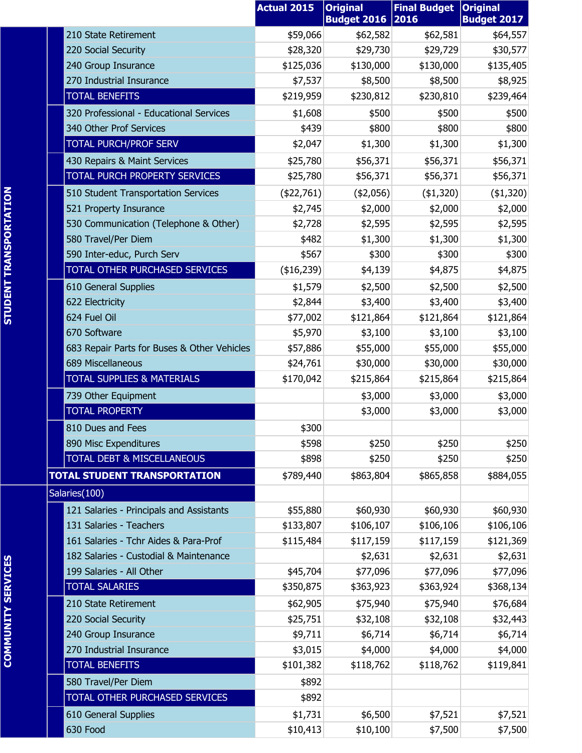| | | Actual 2015 | Original Budget 2016 | Final Budget 2016 | Original Budget 2017 |
|---|---|---|---|---|---|
| STUDENT TRANSPORTATION | 210 State Retirement | $59,066 | $62,582 | $62,581 | $64,557 |
| | 220 Social Security | $28,320 | $29,730 | $29,729 | $30,577 |
| | 240 Group Insurance | $125,036 | $130,000 | $130,000 | $135,405 |
| | 270 Industrial Insurance | $7,537 | $8,500 | $8,500 | $8,925 |
| | TOTAL BENEFITS | $219,959 | $230,812 | $230,810 | $239,464 |
| | 320 Professional - Educational Services | $1,608 | $500 | $500 | $500 |
| | 340 Other Prof Services | $439 | $800 | $800 | $800 |
| | TOTAL PURCH/PROF SERV | $2,047 | $1,300 | $1,300 | $1,300 |
| | 430 Repairs & Maint Services | $25,780 | $56,371 | $56,371 | $56,371 |
| | TOTAL PURCH PROPERTY SERVICES | $25,780 | $56,371 | $56,371 | $56,371 |
| | 510 Student Transportation Services | ($22,761) | ($2,056) | ($1,320) | ($1,320) |
| | 521 Property Insurance | $2,745 | $2,000 | $2,000 | $2,000 |
| | 530 Communication (Telephone & Other) | $2,728 | $2,595 | $2,595 | $2,595 |
| | 580 Travel/Per Diem | $482 | $1,300 | $1,300 | $1,300 |
| | 590 Inter-educ, Purch Serv | $567 | $300 | $300 | $300 |
| | TOTAL OTHER PURCHASED SERVICES | ($16,239) | $4,139 | $4,875 | $4,875 |
| | 610 General Supplies | $1,579 | $2,500 | $2,500 | $2,500 |
| | 622 Electricity | $2,844 | $3,400 | $3,400 | $3,400 |
| | 624 Fuel Oil | $77,002 | $121,864 | $121,864 | $121,864 |
| | 670 Software | $5,970 | $3,100 | $3,100 | $3,100 |
| | 683 Repair Parts for Buses & Other Vehicles | $57,886 | $55,000 | $55,000 | $55,000 |
| | 689 Miscellaneous | $24,761 | $30,000 | $30,000 | $30,000 |
| | TOTAL SUPPLIES & MATERIALS | $170,042 | $215,864 | $215,864 | $215,864 |
| | 739 Other Equipment | | $3,000 | $3,000 | $3,000 |
| | TOTAL PROPERTY | | $3,000 | $3,000 | $3,000 |
| | 810 Dues and Fees | $300 | | | |
| | 890 Misc Expenditures | $598 | $250 | $250 | $250 |
| | TOTAL DEBT & MISCELLANEOUS | $898 | $250 | $250 | $250 |
| | **TOTAL STUDENT TRANSPORTATION** | $789,440 | $863,804 | $865,858 | $884,055 |
| COMMUNITY SERVICES | Salaries(100) | | | | |
| | 121 Salaries - Principals and Assistants | $55,880 | $60,930 | $60,930 | $60,930 |
| | 131 Salaries - Teachers | $133,807 | $106,107 | $106,106 | $106,106 |
| | 161 Salaries - Tchr Aides & Para-Prof | $115,484 | $117,159 | $117,159 | $121,369 |
| | 182 Salaries - Custodial & Maintenance | | $2,631 | $2,631 | $2,631 |
| | 199 Salaries - All Other | $45,704 | $77,096 | $77,096 | $77,096 |
| | TOTAL SALARIES | $350,875 | $363,923 | $363,924 | $368,134 |
| | 210 State Retirement | $62,905 | $75,940 | $75,940 | $76,684 |
| | 220 Social Security | $25,751 | $32,108 | $32,108 | $32,443 |
| | 240 Group Insurance | $9,711 | $6,714 | $6,714 | $6,714 |
| | 270 Industrial Insurance | $3,015 | $4,000 | $4,000 | $4,000 |
| | TOTAL BENEFITS | $101,382 | $118,762 | $118,762 | $119,841 |
| | 580 Travel/Per Diem | $892 | | | |
| | TOTAL OTHER PURCHASED SERVICES | $892 | | | |
| | 610 General Supplies | $1,731 | $6,500 | $7,521 | $7,521 |
| | 630 Food | $10,413 | $10,100 | $7,500 | $7,500 |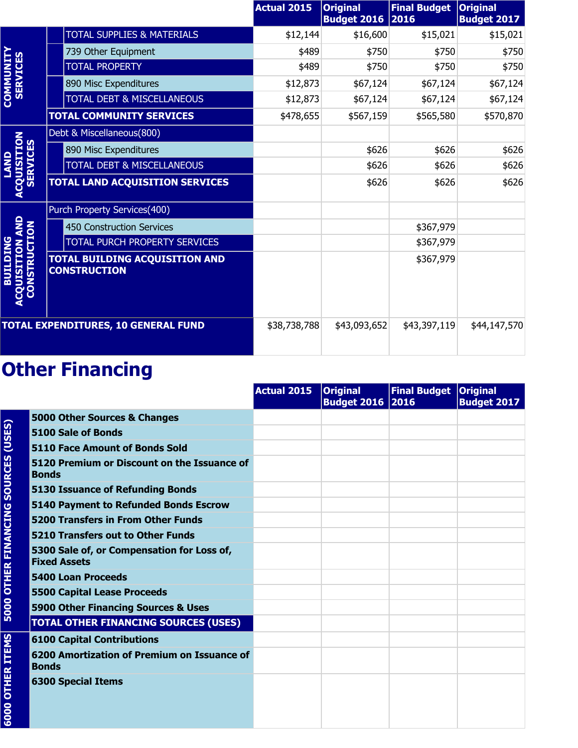| | | Actual 2015 | Original Budget 2016 | Final Budget 2016 | Original Budget 2017 |
|---|---|---|---|---|---|
| COMMUNITY SERVICES | TOTAL SUPPLIES & MATERIALS | $12,144 | $16,600 | $15,021 | $15,021 |
| | 739 Other Equipment | $489 | $750 | $750 | $750 |
| | TOTAL PROPERTY | $489 | $750 | $750 | $750 |
| | 890 Misc Expenditures | $12,873 | $67,124 | $67,124 | $67,124 |
| | TOTAL DEBT & MISCELLANEOUS | $12,873 | $67,124 | $67,124 | $67,124 |
| | **TOTAL COMMUNITY SERVICES** | $478,655 | $567,159 | $565,580 | $570,870 |
| LAND ACQUISITION SERVICES | Debt & Miscellaneous(800) | | | | |
| | 890 Misc Expenditures | | $626 | $626 | $626 |
| | TOTAL DEBT & MISCELLANEOUS | | $626 | $626 | $626 |
| | **TOTAL LAND ACQUISITION SERVICES** | | $626 | $626 | $626 |
| BUILDING ACQUISITION AND CONSTRUCTION | Purch Property Services(400) | | | | |
| | 450 Construction Services | | | $367,979 | |
| | TOTAL PURCH PROPERTY SERVICES | | | $367,979 | |
| | **TOTAL BUILDING ACQUISITION AND CONSTRUCTION** | | | $367,979 | |
| **TOTAL EXPENDITURES, 10 GENERAL FUND** | | $38,738,788 | $43,093,652 | $43,397,119 | $44,147,570 |

# Other Financing

| | | Actual 2015 | Original Budget 2016 | Final Budget 2016 | Original Budget 2017 |
|---|---|---|---|---|---|
| 5000 OTHER FINANCING SOURCES (USES) | **5000 Other Sources & Changes** | | | | |
| | **5100 Sale of Bonds** | | | | |
| | **5110 Face Amount of Bonds Sold** | | | | |
| | **5120 Premium or Discount on the Issuance of Bonds** | | | | |
| | **5130 Issuance of Refunding Bonds** | | | | |
| | **5140 Payment to Refunded Bonds Escrow** | | | | |
| | **5200 Transfers in From Other Funds** | | | | |
| | **5210 Transfers out to Other Funds** | | | | |
| | **5300 Sale of, or Compensation for Loss of, Fixed Assets** | | | | |
| | **5400 Loan Proceeds** | | | | |
| | **5500 Capital Lease Proceeds** | | | | |
| | **5900 Other Financing Sources & Uses** | | | | |
| | **TOTAL OTHER FINANCING SOURCES (USES)** | | | | |
| 6000 OTHER ITEMS | **6100 Capital Contributions** | | | | |
| | **6200 Amortization of Premium on Issuance of Bonds** | | | | |
| | **6300 Special Items** | | | | |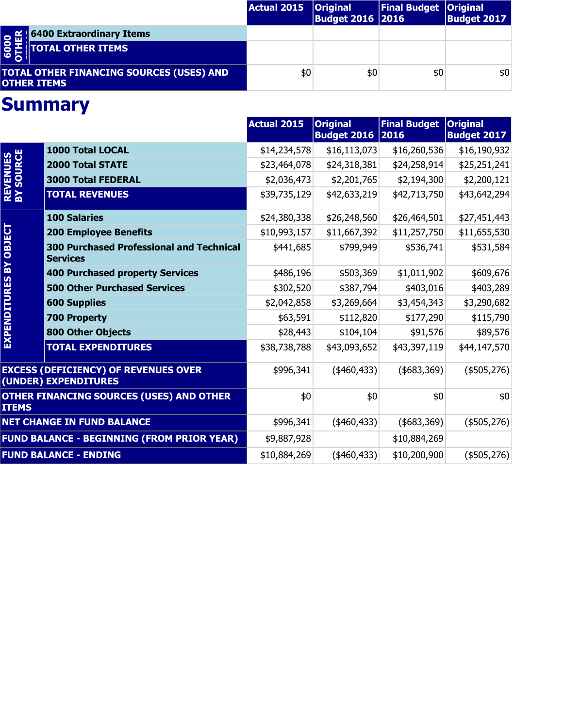| | | Actual 2015 | Original Budget 2016 | Final Budget 2016 | Original Budget 2017 |
|---|---|---|---|---|---|
| 6000 OTHER | 6400 Extraordinary Items | | | | |
| | TOTAL OTHER ITEMS | | | | |
| TOTAL OTHER FINANCING SOURCES (USES) AND OTHER ITEMS | | $0 | $0 | $0 | $0 |

# Summary

| | | Actual 2015 | Original Budget 2016 | Final Budget 2016 | Original Budget 2017 |
|---|---|---|---|---|---|
| REVENUES BY SOURCE | 1000 Total LOCAL | $14,234,578 | $16,113,073 | $16,260,536 | $16,190,932 |
| | 2000 Total STATE | $23,464,078 | $24,318,381 | $24,258,914 | $25,251,241 |
| | 3000 Total FEDERAL | $2,036,473 | $2,201,765 | $2,194,300 | $2,200,121 |
| | TOTAL REVENUES | $39,735,129 | $42,633,219 | $42,713,750 | $43,642,294 |
| EXPENDITURES BY OBJECT | 100 Salaries | $24,380,338 | $26,248,560 | $26,464,501 | $27,451,443 |
| | 200 Employee Benefits | $10,993,157 | $11,667,392 | $11,257,750 | $11,655,530 |
| | 300 Purchased Professional and Technical Services | $441,685 | $799,949 | $536,741 | $531,584 |
| | 400 Purchased property Services | $486,196 | $503,369 | $1,011,902 | $609,676 |
| | 500 Other Purchased Services | $302,520 | $387,794 | $403,016 | $403,289 |
| | 600 Supplies | $2,042,858 | $3,269,664 | $3,454,343 | $3,290,682 |
| | 700 Property | $63,591 | $112,820 | $177,290 | $115,790 |
| | 800 Other Objects | $28,443 | $104,104 | $91,576 | $89,576 |
| | TOTAL EXPENDITURES | $38,738,788 | $43,093,652 | $43,397,119 | $44,147,570 |
| EXCESS (DEFICIENCY) OF REVENUES OVER (UNDER) EXPENDITURES | | $996,341 | ($460,433) | ($683,369) | ($505,276) |
| OTHER FINANCING SOURCES (USES) AND OTHER ITEMS | | $0 | $0 | $0 | $0 |
| NET CHANGE IN FUND BALANCE | | $996,341 | ($460,433) | ($683,369) | ($505,276) |
| FUND BALANCE - BEGINNING (FROM PRIOR YEAR) | | $9,887,928 | | $10,884,269 | |
| FUND BALANCE - ENDING | | $10,884,269 | ($460,433) | $10,200,900 | ($505,276) |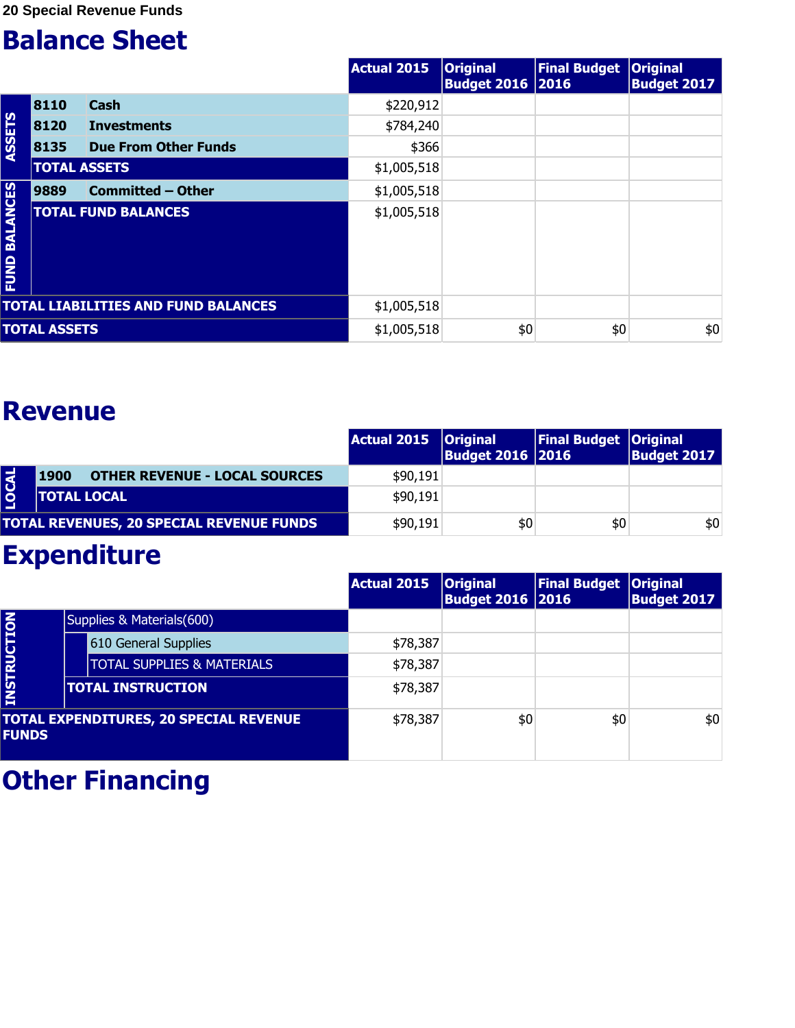20 Special Revenue Funds

# Balance Sheet

| | | | Actual 2015 | Original Budget 2016 | Final Budget 2016 | Original Budget 2017 |
|---|---|---|---|---|---|---|
| ASSETS | 8110 | Cash | $220,912 | | | |
| | 8120 | Investments | $784,240 | | | |
| | 8135 | Due From Other Funds | $366 | | | |
| | TOTAL ASSETS | | $1,005,518 | | | |
| FUND BALANCES | 9889 | Committed – Other | $1,005,518 | | | |
| | TOTAL FUND BALANCES | | $1,005,518 | | | |
| TOTAL LIABILITIES AND FUND BALANCES | | | $1,005,518 | | | |
| TOTAL ASSETS | | | $1,005,518 | $0 | $0 | $0 |

# Revenue

| | | | Actual 2015 | Original Budget 2016 | Final Budget 2016 | Original Budget 2017 |
|---|---|---|---|---|---|---|
| LOCAL | 1900 | OTHER REVENUE - LOCAL SOURCES | $90,191 | | | |
| | TOTAL LOCAL | | $90,191 | | | |
| TOTAL REVENUES, 20 SPECIAL REVENUE FUNDS | | | $90,191 | $0 | $0 | $0 |

# Expenditure

| | | | Actual 2015 | Original Budget 2016 | Final Budget 2016 | Original Budget 2017 |
|---|---|---|---|---|---|---|
| INSTRUCTION | Supplies & Materials(600) | | | | | |
| | | 610 General Supplies | $78,387 | | | |
| | | TOTAL SUPPLIES & MATERIALS | $78,387 | | | |
| | TOTAL INSTRUCTION | | $78,387 | | | |
| TOTAL EXPENDITURES, 20 SPECIAL REVENUE FUNDS | | | $78,387 | $0 | $0 | $0 |

# Other Financing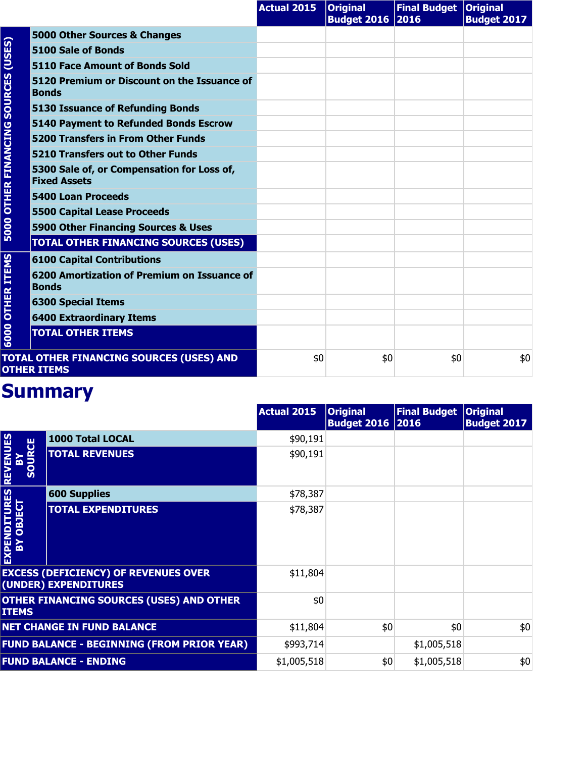| | | Actual 2015 | Original Budget 2016 | Final Budget 2016 | Original Budget 2017 |
|---|---|---|---|---|---|
| 5000 OTHER FINANCING SOURCES (USES) | 5000 Other Sources & Changes | | | | |
| | 5100 Sale of Bonds | | | | |
| | 5110 Face Amount of Bonds Sold | | | | |
| | 5120 Premium or Discount on the Issuance of Bonds | | | | |
| | 5130 Issuance of Refunding Bonds | | | | |
| | 5140 Payment to Refunded Bonds Escrow | | | | |
| | 5200 Transfers in From Other Funds | | | | |
| | 5210 Transfers out to Other Funds | | | | |
| | 5300 Sale of, or Compensation for Loss of, Fixed Assets | | | | |
| | 5400 Loan Proceeds | | | | |
| | 5500 Capital Lease Proceeds | | | | |
| | 5900 Other Financing Sources & Uses | | | | |
| | TOTAL OTHER FINANCING SOURCES (USES) | | | | |
| 6000 OTHER ITEMS | 6100 Capital Contributions | | | | |
| | 6200 Amortization of Premium on Issuance of Bonds | | | | |
| | 6300 Special Items | | | | |
| | 6400 Extraordinary Items | | | | |
| | TOTAL OTHER ITEMS | | | | |
| TOTAL OTHER FINANCING SOURCES (USES) AND OTHER ITEMS | | $0 | $0 | $0 | $0 |

# Summary

| | | Actual 2015 | Original Budget 2016 | Final Budget 2016 | Original Budget 2017 |
|---|---|---|---|---|---|
| REVENUES BY SOURCE | 1000 Total LOCAL | $90,191 | | | |
| | TOTAL REVENUES | $90,191 | | | |
| EXPENDITURES BY OBJECT | 600 Supplies | $78,387 | | | |
| | TOTAL EXPENDITURES | $78,387 | | | |
| EXCESS (DEFICIENCY) OF REVENUES OVER (UNDER) EXPENDITURES | | $11,804 | | | |
| OTHER FINANCING SOURCES (USES) AND OTHER ITEMS | | $0 | | | |
| NET CHANGE IN FUND BALANCE | | $11,804 | $0 | $0 | $0 |
| FUND BALANCE - BEGINNING (FROM PRIOR YEAR) | | $993,714 | | $1,005,518 | |
| FUND BALANCE - ENDING | | $1,005,518 | $0 | $1,005,518 | $0 |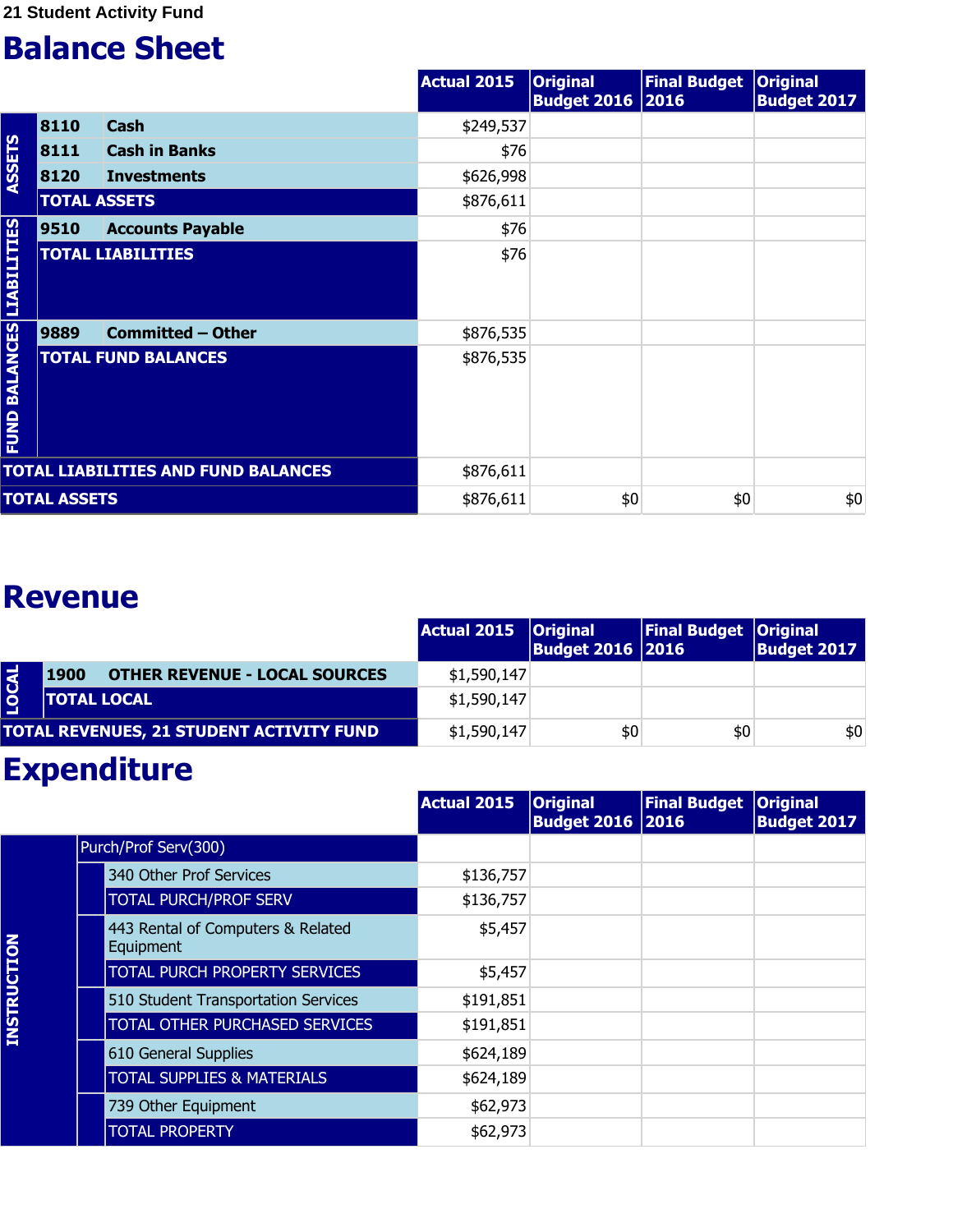21 Student Activity Fund

# Balance Sheet

| | | | Actual 2015 | Original Budget 2016 | Final Budget 2016 | Original Budget 2017 |
|---|---|---|---|---|---|---|
| ASSETS | 8110 | Cash | $249,537 | | | |
| | 8111 | Cash in Banks | $76 | | | |
| | 8120 | Investments | $626,998 | | | |
| | TOTAL ASSETS | | $876,611 | | | |
| LIABILITIES | 9510 | Accounts Payable | $76 | | | |
| | TOTAL LIABILITIES | | $76 | | | |
| FUND BALANCES | 9889 | Committed – Other | $876,535 | | | |
| | TOTAL FUND BALANCES | | $876,535 | | | |
| TOTAL LIABILITIES AND FUND BALANCES | | | $876,611 | | | |
| TOTAL ASSETS | | | $876,611 | $0 | $0 | $0 |

# Revenue

| | | | Actual 2015 | Original Budget 2016 | Final Budget 2016 | Original Budget 2017 |
|---|---|---|---|---|---|---|
| LOCAL | 1900 | OTHER REVENUE - LOCAL SOURCES | $1,590,147 | | | |
| | TOTAL LOCAL | | $1,590,147 | | | |
| TOTAL REVENUES, 21 STUDENT ACTIVITY FUND | | | $1,590,147 | $0 | $0 | $0 |

# Expenditure

| | | Actual 2015 | Original Budget 2016 | Final Budget 2016 | Original Budget 2017 |
|---|---|---|---|---|---|
| INSTRUCTION | Purch/Prof Serv(300) | | | | |
| | 340 Other Prof Services | $136,757 | | | |
| | TOTAL PURCH/PROF SERV | $136,757 | | | |
| | 443 Rental of Computers & Related Equipment | $5,457 | | | |
| | TOTAL PURCH PROPERTY SERVICES | $5,457 | | | |
| | 510 Student Transportation Services | $191,851 | | | |
| | TOTAL OTHER PURCHASED SERVICES | $191,851 | | | |
| | 610 General Supplies | $624,189 | | | |
| | TOTAL SUPPLIES & MATERIALS | $624,189 | | | |
| | 739 Other Equipment | $62,973 | | | |
| | TOTAL PROPERTY | $62,973 | | | |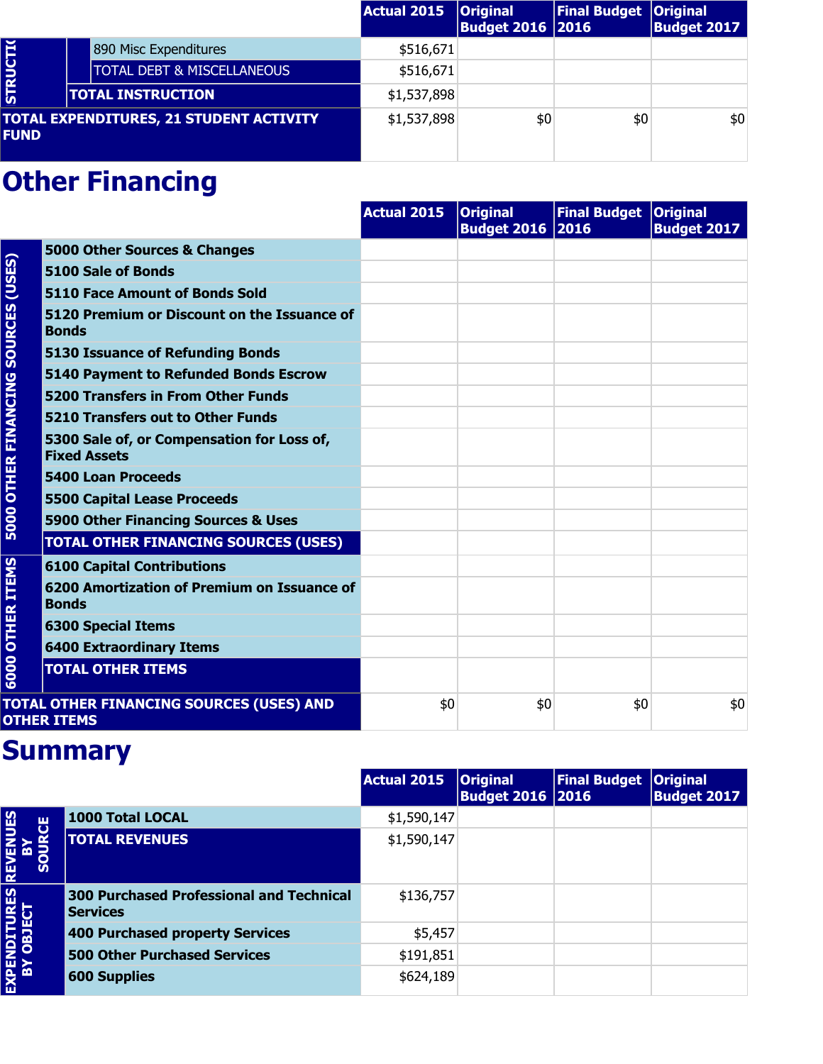| | | | Actual 2015 | Original Budget 2016 | Final Budget 2016 | Original Budget 2017 |
|---|---|---|---|---|---|---|
| INSTRUCTION | | 890 Misc Expenditures | $516,671 | | | |
| | | TOTAL DEBT & MISCELLANEOUS | $516,671 | | | |
| | TOTAL INSTRUCTION | | $1,537,898 | | | |
| TOTAL EXPENDITURES, 21 STUDENT ACTIVITY FUND | | | $1,537,898 | $0 | $0 | $0 |

## Other Financing

| | | Actual 2015 | Original Budget 2016 | Final Budget 2016 | Original Budget 2017 |
|---|---|---|---|---|---|
| 5000 OTHER FINANCING SOURCES (USES) | **5000 Other Sources & Changes** | | | | |
| | **5100 Sale of Bonds** | | | | |
| | **5110 Face Amount of Bonds Sold** | | | | |
| | **5120 Premium or Discount on the Issuance of Bonds** | | | | |
| | **5130 Issuance of Refunding Bonds** | | | | |
| | **5140 Payment to Refunded Bonds Escrow** | | | | |
| | **5200 Transfers in From Other Funds** | | | | |
| | **5210 Transfers out to Other Funds** | | | | |
| | **5300 Sale of, or Compensation for Loss of, Fixed Assets** | | | | |
| | **5400 Loan Proceeds** | | | | |
| | **5500 Capital Lease Proceeds** | | | | |
| | **5900 Other Financing Sources & Uses** | | | | |
| | **TOTAL OTHER FINANCING SOURCES (USES)** | | | | |
| 6000 OTHER ITEMS | **6100 Capital Contributions** | | | | |
| | **6200 Amortization of Premium on Issuance of Bonds** | | | | |
| | **6300 Special Items** | | | | |
| | **6400 Extraordinary Items** | | | | |
| | **TOTAL OTHER ITEMS** | | | | |
| **TOTAL OTHER FINANCING SOURCES (USES) AND OTHER ITEMS** | | $0 | $0 | $0 | $0 |

## Summary

| | | Actual 2015 | Original Budget 2016 | Final Budget 2016 | Original Budget 2017 |
|---|---|---|---|---|---|
| REVENUES BY SOURCE | **1000 Total LOCAL** | $1,590,147 | | | |
| | **TOTAL REVENUES** | $1,590,147 | | | |
| EXPENDITURES BY OBJECT | **300 Purchased Professional and Technical Services** | $136,757 | | | |
| | **400 Purchased property Services** | $5,457 | | | |
| | **500 Other Purchased Services** | $191,851 | | | |
| | **600 Supplies** | $624,189 | | | |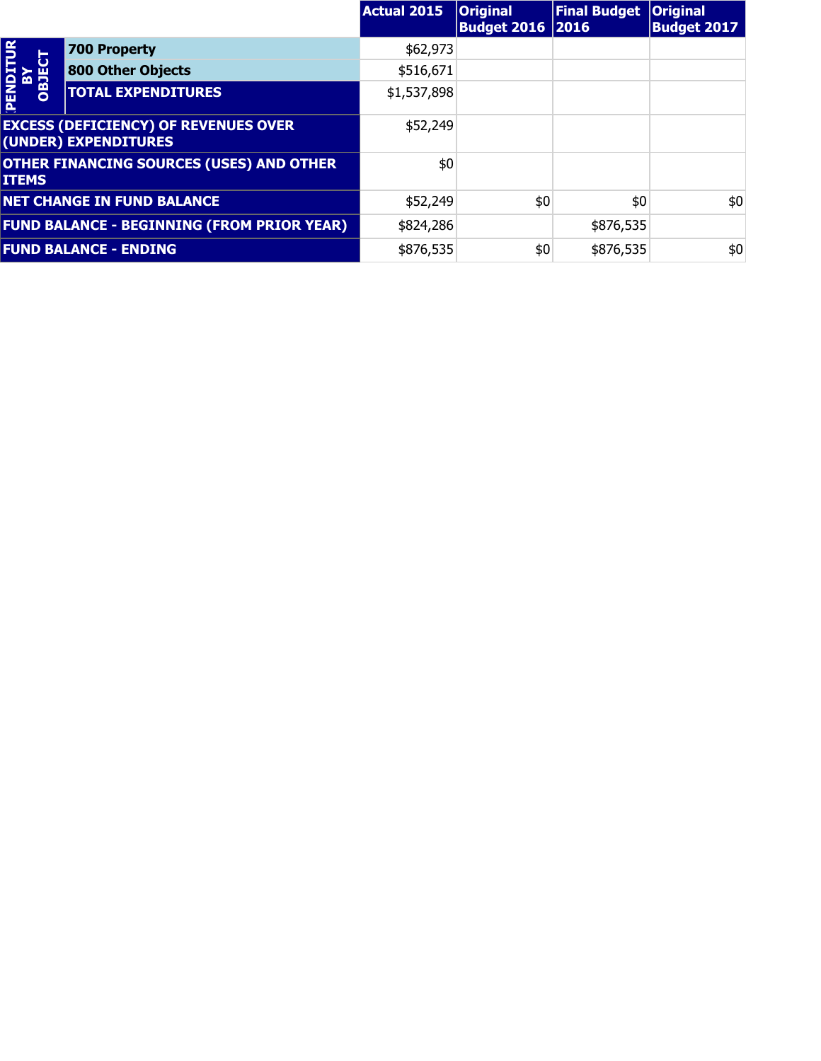| | | Actual 2015 | Original Budget 2016 | Final Budget 2016 | Original Budget 2017 |
|---|---|---|---|---|---|
| EXPENDITURES BY OBJECT | 700 Property | $62,973 | | | |
| | 800 Other Objects | $516,671 | | | |
| | TOTAL EXPENDITURES | $1,537,898 | | | |
| EXCESS (DEFICIENCY) OF REVENUES OVER (UNDER) EXPENDITURES | | $52,249 | | | |
| OTHER FINANCING SOURCES (USES) AND OTHER ITEMS | | $0 | | | |
| NET CHANGE IN FUND BALANCE | | $52,249 | $0 | $0 | $0 |
| FUND BALANCE - BEGINNING (FROM PRIOR YEAR) | | $824,286 | | $876,535 | |
| FUND BALANCE - ENDING | | $876,535 | $0 | $876,535 | $0 |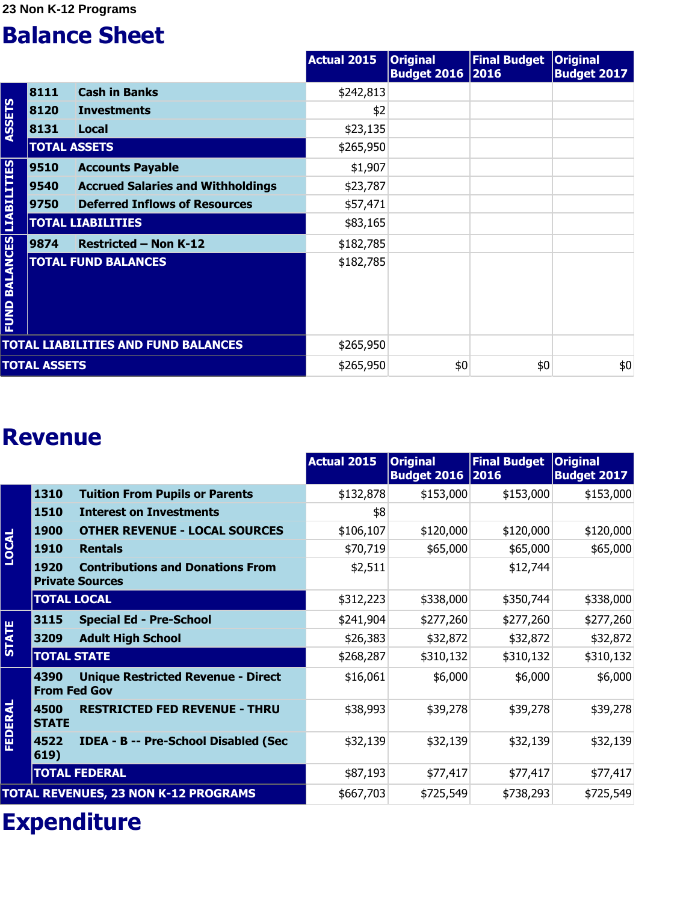23 Non K-12 Programs

# Balance Sheet

| | | | Actual 2015 | Original Budget 2016 | Final Budget 2016 | Original Budget 2017 |
|---|---|---|---|---|---|---|
| ASSETS | 8111 | Cash in Banks | $242,813 | | | |
| | 8120 | Investments | $2 | | | |
| | 8131 | Local | $23,135 | | | |
| | TOTAL ASSETS | | $265,950 | | | |
| LIABILITIES | 9510 | Accounts Payable | $1,907 | | | |
| | 9540 | Accrued Salaries and Withholdings | $23,787 | | | |
| | 9750 | Deferred Inflows of Resources | $57,471 | | | |
| | TOTAL LIABILITIES | | $83,165 | | | |
| FUND BALANCES | 9874 | Restricted – Non K-12 | $182,785 | | | |
| | TOTAL FUND BALANCES | | $182,785 | | | |
| TOTAL LIABILITIES AND FUND BALANCES | | | $265,950 | | | |
| TOTAL ASSETS | | | $265,950 | $0 | $0 | $0 |

# Revenue

| | | | Actual 2015 | Original Budget 2016 | Final Budget 2016 | Original Budget 2017 |
|---|---|---|---|---|---|---|
| LOCAL | 1310 | Tuition From Pupils or Parents | $132,878 | $153,000 | $153,000 | $153,000 |
| | 1510 | Interest on Investments | $8 | | | |
| | 1900 | OTHER REVENUE - LOCAL SOURCES | $106,107 | $120,000 | $120,000 | $120,000 |
| | 1910 | Rentals | $70,719 | $65,000 | $65,000 | $65,000 |
| | 1920 | Contributions and Donations From Private Sources | $2,511 | | $12,744 | |
| | TOTAL LOCAL | | $312,223 | $338,000 | $350,744 | $338,000 |
| STATE | 3115 | Special Ed - Pre-School | $241,904 | $277,260 | $277,260 | $277,260 |
| | 3209 | Adult High School | $26,383 | $32,872 | $32,872 | $32,872 |
| | TOTAL STATE | | $268,287 | $310,132 | $310,132 | $310,132 |
| FEDERAL | 4390 | Unique Restricted Revenue - Direct From Fed Gov | $16,061 | $6,000 | $6,000 | $6,000 |
| | 4500 | RESTRICTED FED REVENUE - THRU STATE | $38,993 | $39,278 | $39,278 | $39,278 |
| | 4522 | IDEA - B -- Pre-School Disabled (Sec 619) | $32,139 | $32,139 | $32,139 | $32,139 |
| | TOTAL FEDERAL | | $87,193 | $77,417 | $77,417 | $77,417 |
| TOTAL REVENUES, 23 NON K-12 PROGRAMS | | | $667,703 | $725,549 | $738,293 | $725,549 |

# Expenditure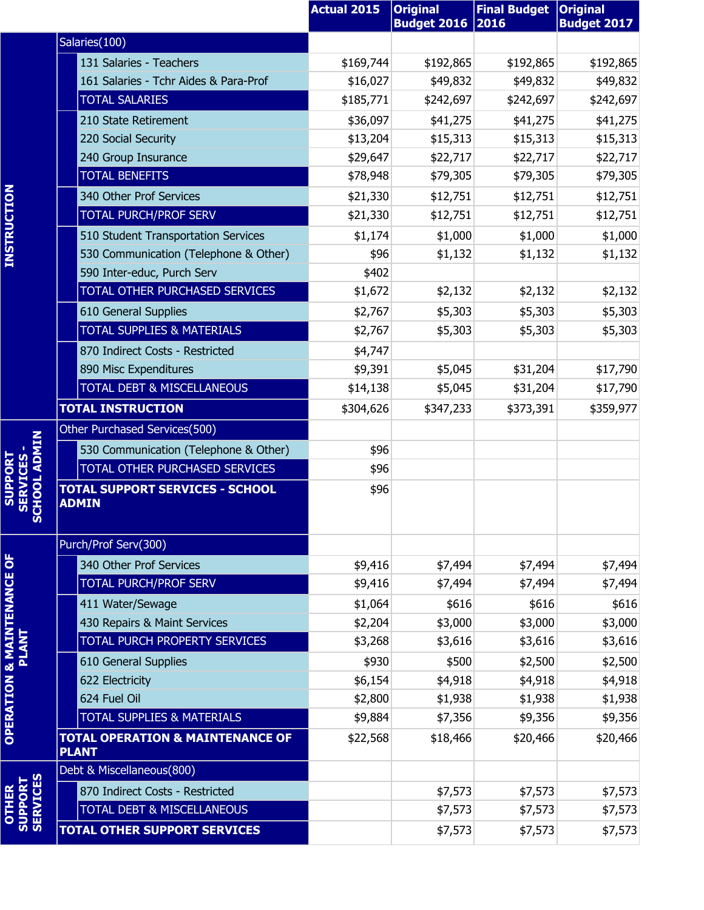| | | Actual 2015 | Original Budget 2016 | Final Budget 2016 | Original Budget 2017 |
|---|---|---|---|---|---|
| INSTRUCTION | Salaries(100) | | | | |
| | 131 Salaries - Teachers | $169,744 | $192,865 | $192,865 | $192,865 |
| | 161 Salaries - Tchr Aides & Para-Prof | $16,027 | $49,832 | $49,832 | $49,832 |
| | TOTAL SALARIES | $185,771 | $242,697 | $242,697 | $242,697 |
| | 210 State Retirement | $36,097 | $41,275 | $41,275 | $41,275 |
| | 220 Social Security | $13,204 | $15,313 | $15,313 | $15,313 |
| | 240 Group Insurance | $29,647 | $22,717 | $22,717 | $22,717 |
| | TOTAL BENEFITS | $78,948 | $79,305 | $79,305 | $79,305 |
| | 340 Other Prof Services | $21,330 | $12,751 | $12,751 | $12,751 |
| | TOTAL PURCH/PROF SERV | $21,330 | $12,751 | $12,751 | $12,751 |
| | 510 Student Transportation Services | $1,174 | $1,000 | $1,000 | $1,000 |
| | 530 Communication (Telephone & Other) | $96 | $1,132 | $1,132 | $1,132 |
| | 590 Inter-educ, Purch Serv | $402 | | | |
| | TOTAL OTHER PURCHASED SERVICES | $1,672 | $2,132 | $2,132 | $2,132 |
| | 610 General Supplies | $2,767 | $5,303 | $5,303 | $5,303 |
| | TOTAL SUPPLIES & MATERIALS | $2,767 | $5,303 | $5,303 | $5,303 |
| | 870 Indirect Costs - Restricted | $4,747 | | | |
| | 890 Misc Expenditures | $9,391 | $5,045 | $31,204 | $17,790 |
| | TOTAL DEBT & MISCELLANEOUS | $14,138 | $5,045 | $31,204 | $17,790 |
| | **TOTAL INSTRUCTION** | $304,626 | $347,233 | $373,391 | $359,977 |
| SUPPORT SERVICES - SCHOOL ADMIN | Other Purchased Services(500) | | | | |
| | 530 Communication (Telephone & Other) | $96 | | | |
| | TOTAL OTHER PURCHASED SERVICES | $96 | | | |
| | **TOTAL SUPPORT SERVICES - SCHOOL ADMIN** | $96 | | | |
| OPERATION & MAINTENANCE OF PLANT | Purch/Prof Serv(300) | | | | |
| | 340 Other Prof Services | $9,416 | $7,494 | $7,494 | $7,494 |
| | TOTAL PURCH/PROF SERV | $9,416 | $7,494 | $7,494 | $7,494 |
| | 411 Water/Sewage | $1,064 | $616 | $616 | $616 |
| | 430 Repairs & Maint Services | $2,204 | $3,000 | $3,000 | $3,000 |
| | TOTAL PURCH PROPERTY SERVICES | $3,268 | $3,616 | $3,616 | $3,616 |
| | 610 General Supplies | $930 | $500 | $2,500 | $2,500 |
| | 622 Electricity | $6,154 | $4,918 | $4,918 | $4,918 |
| | 624 Fuel Oil | $2,800 | $1,938 | $1,938 | $1,938 |
| | TOTAL SUPPLIES & MATERIALS | $9,884 | $7,356 | $9,356 | $9,356 |
| | **TOTAL OPERATION & MAINTENANCE OF PLANT** | $22,568 | $18,466 | $20,466 | $20,466 |
| OTHER SUPPORT SERVICES | Debt & Miscellaneous(800) | | | | |
| | 870 Indirect Costs - Restricted | | $7,573 | $7,573 | $7,573 |
| | TOTAL DEBT & MISCELLANEOUS | | $7,573 | $7,573 | $7,573 |
| | **TOTAL OTHER SUPPORT SERVICES** | | $7,573 | $7,573 | $7,573 |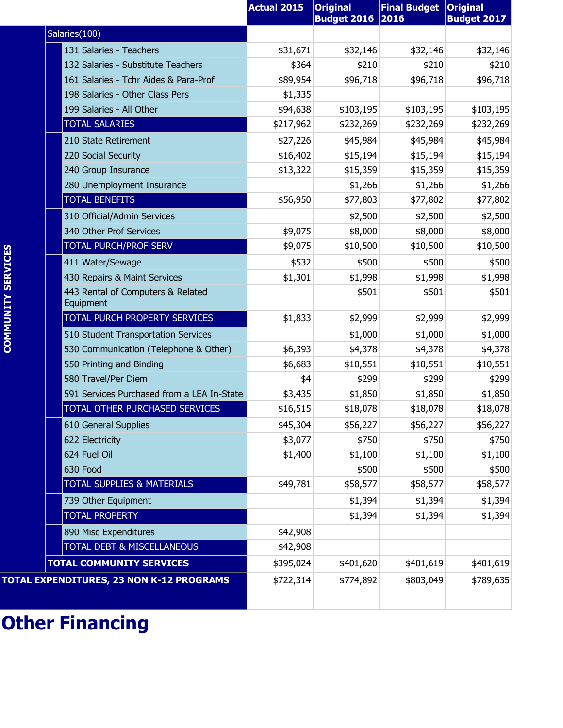| | | Actual 2015 | Original Budget 2016 | Final Budget 2016 | Original Budget 2017 |
|---|---|---|---|---|---|
| COMMUNITY SERVICES | Salaries(100) | | | | |
| | 131 Salaries - Teachers | $31,671 | $32,146 | $32,146 | $32,146 |
| | 132 Salaries - Substitute Teachers | $364 | $210 | $210 | $210 |
| | 161 Salaries - Tchr Aides & Para-Prof | $89,954 | $96,718 | $96,718 | $96,718 |
| | 198 Salaries - Other Class Pers | $1,335 | | | |
| | 199 Salaries - All Other | $94,638 | $103,195 | $103,195 | $103,195 |
| | TOTAL SALARIES | $217,962 | $232,269 | $232,269 | $232,269 |
| | 210 State Retirement | $27,226 | $45,984 | $45,984 | $45,984 |
| | 220 Social Security | $16,402 | $15,194 | $15,194 | $15,194 |
| | 240 Group Insurance | $13,322 | $15,359 | $15,359 | $15,359 |
| | 280 Unemployment Insurance | | $1,266 | $1,266 | $1,266 |
| | TOTAL BENEFITS | $56,950 | $77,803 | $77,802 | $77,802 |
| | 310 Official/Admin Services | | $2,500 | $2,500 | $2,500 |
| | 340 Other Prof Services | $9,075 | $8,000 | $8,000 | $8,000 |
| | TOTAL PURCH/PROF SERV | $9,075 | $10,500 | $10,500 | $10,500 |
| | 411 Water/Sewage | $532 | $500 | $500 | $500 |
| | 430 Repairs & Maint Services | $1,301 | $1,998 | $1,998 | $1,998 |
| | 443 Rental of Computers & Related Equipment | | $501 | $501 | $501 |
| | TOTAL PURCH PROPERTY SERVICES | $1,833 | $2,999 | $2,999 | $2,999 |
| | 510 Student Transportation Services | | $1,000 | $1,000 | $1,000 |
| | 530 Communication (Telephone & Other) | $6,393 | $4,378 | $4,378 | $4,378 |
| | 550 Printing and Binding | $6,683 | $10,551 | $10,551 | $10,551 |
| | 580 Travel/Per Diem | $4 | $299 | $299 | $299 |
| | 591 Services Purchased from a LEA In-State | $3,435 | $1,850 | $1,850 | $1,850 |
| | TOTAL OTHER PURCHASED SERVICES | $16,515 | $18,078 | $18,078 | $18,078 |
| | 610 General Supplies | $45,304 | $56,227 | $56,227 | $56,227 |
| | 622 Electricity | $3,077 | $750 | $750 | $750 |
| | 624 Fuel Oil | $1,400 | $1,100 | $1,100 | $1,100 |
| | 630 Food | | $500 | $500 | $500 |
| | TOTAL SUPPLIES & MATERIALS | $49,781 | $58,577 | $58,577 | $58,577 |
| | 739 Other Equipment | | $1,394 | $1,394 | $1,394 |
| | TOTAL PROPERTY | | $1,394 | $1,394 | $1,394 |
| | 890 Misc Expenditures | $42,908 | | | |
| | TOTAL DEBT & MISCELLANEOUS | $42,908 | | | |
| | **TOTAL COMMUNITY SERVICES** | $395,024 | $401,620 | $401,619 | $401,619 |
| **TOTAL EXPENDITURES, 23 NON K-12 PROGRAMS** | | $722,314 | $774,892 | $803,049 | $789,635 |

# Other Financing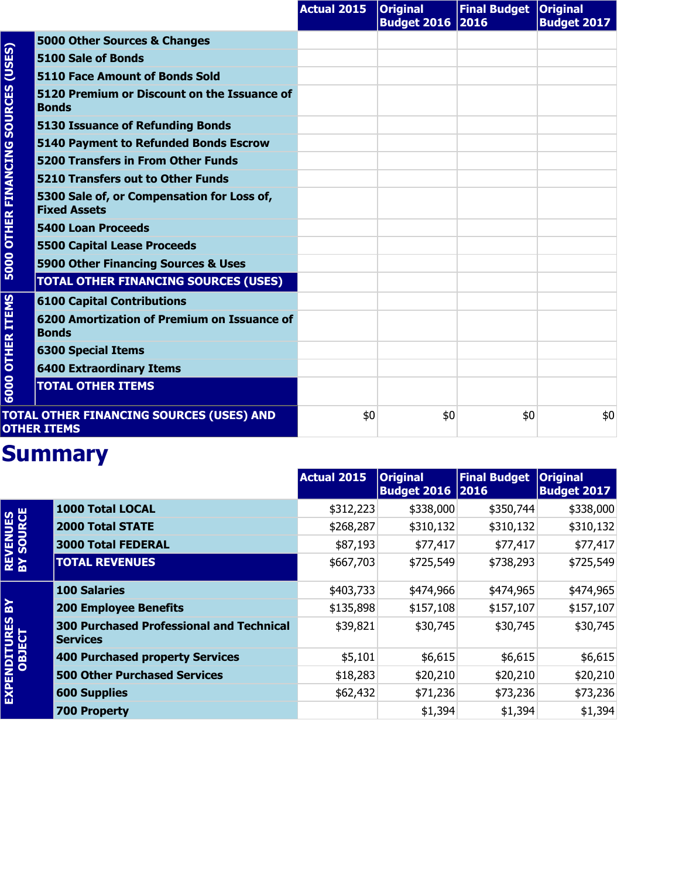| | | Actual 2015 | Original Budget 2016 | Final Budget 2016 | Original Budget 2017 |
|---|---|---|---|---|---|
| 5000 OTHER FINANCING SOURCES (USES) | 5000 Other Sources & Changes | | | | |
| | 5100 Sale of Bonds | | | | |
| | 5110 Face Amount of Bonds Sold | | | | |
| | 5120 Premium or Discount on the Issuance of Bonds | | | | |
| | 5130 Issuance of Refunding Bonds | | | | |
| | 5140 Payment to Refunded Bonds Escrow | | | | |
| | 5200 Transfers in From Other Funds | | | | |
| | 5210 Transfers out to Other Funds | | | | |
| | 5300 Sale of, or Compensation for Loss of, Fixed Assets | | | | |
| | 5400 Loan Proceeds | | | | |
| | 5500 Capital Lease Proceeds | | | | |
| | 5900 Other Financing Sources & Uses | | | | |
| | TOTAL OTHER FINANCING SOURCES (USES) | | | | |
| 6000 OTHER ITEMS | 6100 Capital Contributions | | | | |
| | 6200 Amortization of Premium on Issuance of Bonds | | | | |
| | 6300 Special Items | | | | |
| | 6400 Extraordinary Items | | | | |
| | TOTAL OTHER ITEMS | | | | |
| TOTAL OTHER FINANCING SOURCES (USES) AND OTHER ITEMS | | $0 | $0 | $0 | $0 |

# Summary

| | | Actual 2015 | Original Budget 2016 | Final Budget 2016 | Original Budget 2017 |
|---|---|---|---|---|---|
| REVENUES BY SOURCE | 1000 Total LOCAL | $312,223 | $338,000 | $350,744 | $338,000 |
| | 2000 Total STATE | $268,287 | $310,132 | $310,132 | $310,132 |
| | 3000 Total FEDERAL | $87,193 | $77,417 | $77,417 | $77,417 |
| | TOTAL REVENUES | $667,703 | $725,549 | $738,293 | $725,549 |
| EXPENDITURES BY OBJECT | 100 Salaries | $403,733 | $474,966 | $474,965 | $474,965 |
| | 200 Employee Benefits | $135,898 | $157,108 | $157,107 | $157,107 |
| | 300 Purchased Professional and Technical Services | $39,821 | $30,745 | $30,745 | $30,745 |
| | 400 Purchased property Services | $5,101 | $6,615 | $6,615 | $6,615 |
| | 500 Other Purchased Services | $18,283 | $20,210 | $20,210 | $20,210 |
| | 600 Supplies | $62,432 | $71,236 | $73,236 | $73,236 |
| | 700 Property | | $1,394 | $1,394 | $1,394 |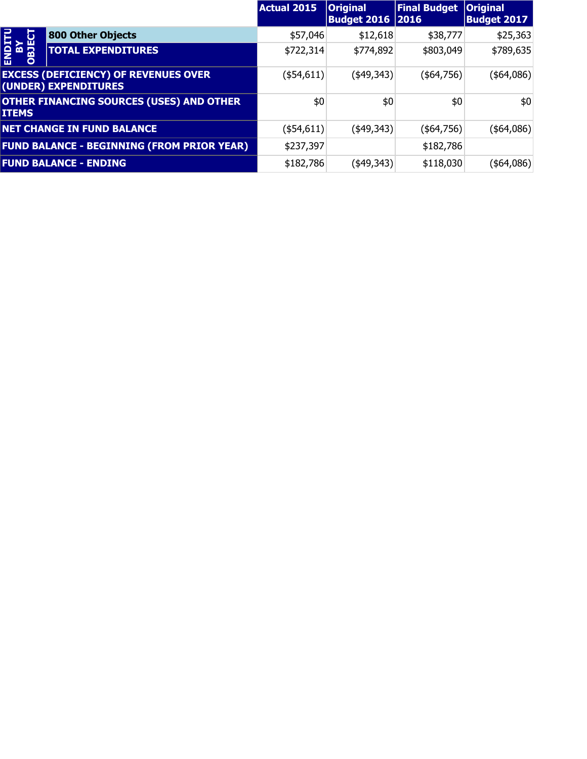| | | Actual 2015 | Original Budget 2016 | Final Budget 2016 | Original Budget 2017 |
|---|---|---|---|---|---|
| ENDITU BY OBJECT | 800 Other Objects | $57,046 | $12,618 | $38,777 | $25,363 |
| | TOTAL EXPENDITURES | $722,314 | $774,892 | $803,049 | $789,635 |
| EXCESS (DEFICIENCY) OF REVENUES OVER (UNDER) EXPENDITURES | | ($54,611) | ($49,343) | ($64,756) | ($64,086) |
| OTHER FINANCING SOURCES (USES) AND OTHER ITEMS | | $0 | $0 | $0 | $0 |
| NET CHANGE IN FUND BALANCE | | ($54,611) | ($49,343) | ($64,756) | ($64,086) |
| FUND BALANCE - BEGINNING (FROM PRIOR YEAR) | | $237,397 | | $182,786 | |
| FUND BALANCE - ENDING | | $182,786 | ($49,343) | $118,030 | ($64,086) |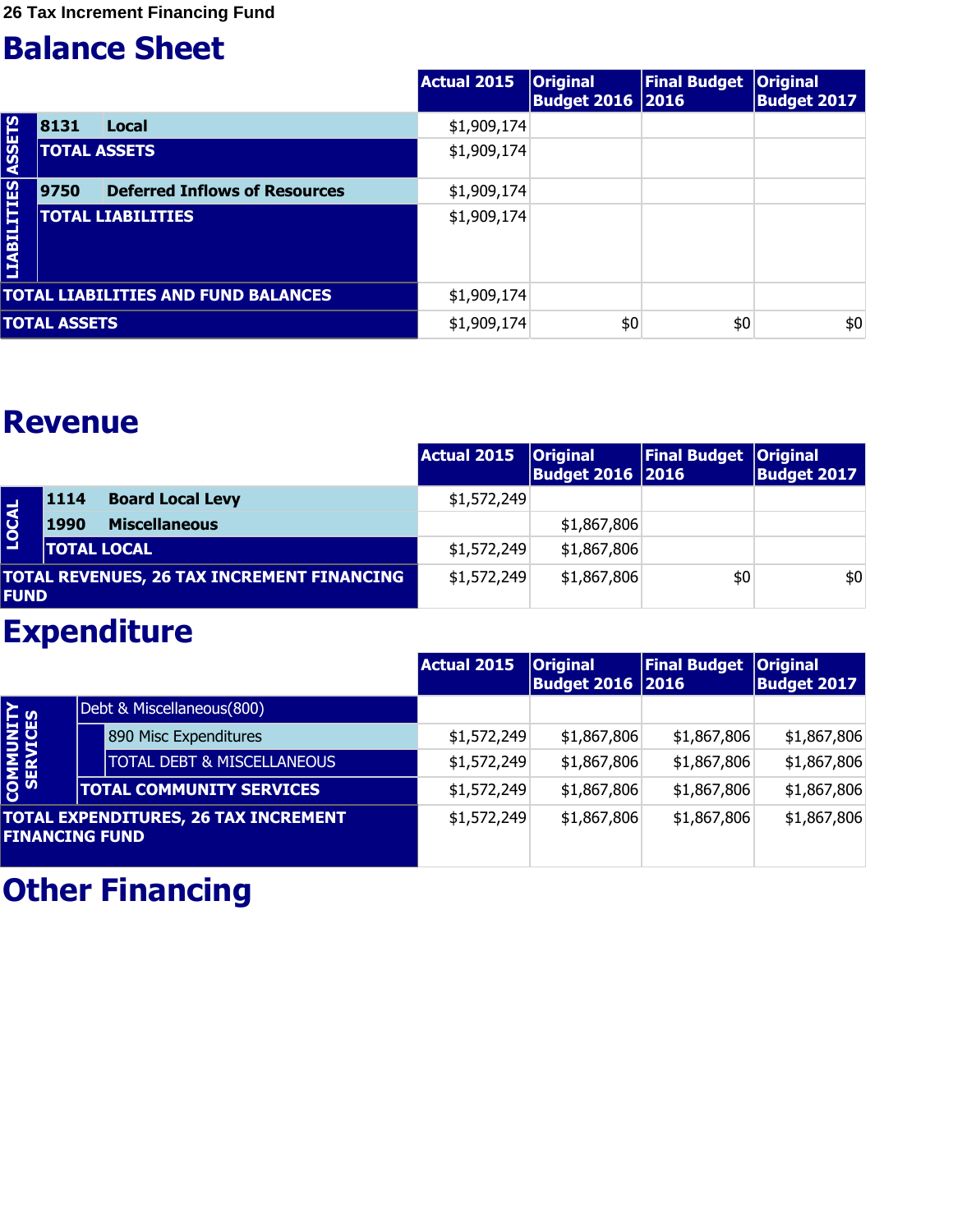26 Tax Increment Financing Fund

# Balance Sheet

| | | | Actual 2015 | Original Budget 2016 | Final Budget 2016 | Original Budget 2017 |
|---|---|---|---|---|---|---|
| ASSETS | 8131 | Local | $1,909,174 | | | |
| | TOTAL ASSETS | | $1,909,174 | | | |
| LIABILITIES | 9750 | Deferred Inflows of Resources | $1,909,174 | | | |
| | TOTAL LIABILITIES | | $1,909,174 | | | |
| TOTAL LIABILITIES AND FUND BALANCES | | | $1,909,174 | | | |
| TOTAL ASSETS | | | $1,909,174 | $0 | $0 | $0 |

# Revenue

| | | | Actual 2015 | Original Budget 2016 | Final Budget 2016 | Original Budget 2017 |
|---|---|---|---|---|---|---|
| LOCAL | 1114 | Board Local Levy | $1,572,249 | | | |
| | 1990 | Miscellaneous | | $1,867,806 | | |
| | TOTAL LOCAL | | $1,572,249 | $1,867,806 | | |
| TOTAL REVENUES, 26 TAX INCREMENT FINANCING FUND | | | $1,572,249 | $1,867,806 | $0 | $0 |

# Expenditure

| | | | Actual 2015 | Original Budget 2016 | Final Budget 2016 | Original Budget 2017 |
|---|---|---|---|---|---|---|
| COMMUNITY SERVICES | Debt & Miscellaneous(800) | | | | | |
| | | 890 Misc Expenditures | $1,572,249 | $1,867,806 | $1,867,806 | $1,867,806 |
| | | TOTAL DEBT & MISCELLANEOUS | $1,572,249 | $1,867,806 | $1,867,806 | $1,867,806 |
| | TOTAL COMMUNITY SERVICES | | $1,572,249 | $1,867,806 | $1,867,806 | $1,867,806 |
| TOTAL EXPENDITURES, 26 TAX INCREMENT FINANCING FUND | | | $1,572,249 | $1,867,806 | $1,867,806 | $1,867,806 |

# Other Financing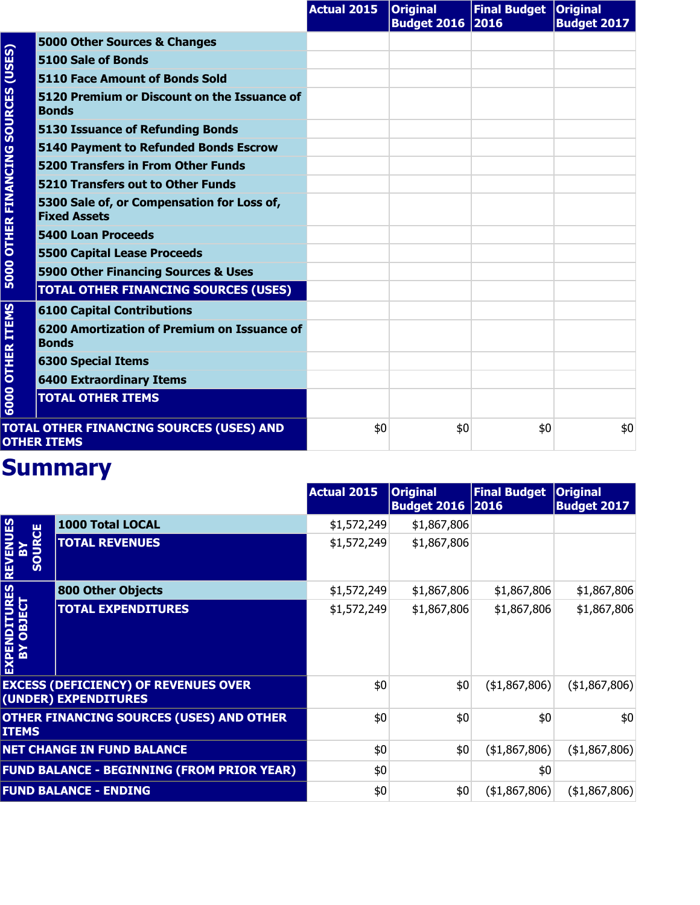| | | Actual 2015 | Original Budget 2016 | Final Budget 2016 | Original Budget 2017 |
|---|---|---|---|---|---|
| 5000 OTHER FINANCING SOURCES (USES) | 5000 Other Sources & Changes | | | | |
| | 5100 Sale of Bonds | | | | |
| | 5110 Face Amount of Bonds Sold | | | | |
| | 5120 Premium or Discount on the Issuance of Bonds | | | | |
| | 5130 Issuance of Refunding Bonds | | | | |
| | 5140 Payment to Refunded Bonds Escrow | | | | |
| | 5200 Transfers in From Other Funds | | | | |
| | 5210 Transfers out to Other Funds | | | | |
| | 5300 Sale of, or Compensation for Loss of, Fixed Assets | | | | |
| | 5400 Loan Proceeds | | | | |
| | 5500 Capital Lease Proceeds | | | | |
| | 5900 Other Financing Sources & Uses | | | | |
| | TOTAL OTHER FINANCING SOURCES (USES) | | | | |
| 6000 OTHER ITEMS | 6100 Capital Contributions | | | | |
| | 6200 Amortization of Premium on Issuance of Bonds | | | | |
| | 6300 Special Items | | | | |
| | 6400 Extraordinary Items | | | | |
| | TOTAL OTHER ITEMS | | | | |
| TOTAL OTHER FINANCING SOURCES (USES) AND OTHER ITEMS | | $0 | $0 | $0 | $0 |

# Summary

| | | Actual 2015 | Original Budget 2016 | Final Budget 2016 | Original Budget 2017 |
|---|---|---|---|---|---|
| REVENUES BY SOURCE | 1000 Total LOCAL | $1,572,249 | $1,867,806 | | |
| | TOTAL REVENUES | $1,572,249 | $1,867,806 | | |
| EXPENDITURES BY OBJECT | 800 Other Objects | $1,572,249 | $1,867,806 | $1,867,806 | $1,867,806 |
| | TOTAL EXPENDITURES | $1,572,249 | $1,867,806 | $1,867,806 | $1,867,806 |
| EXCESS (DEFICIENCY) OF REVENUES OVER (UNDER) EXPENDITURES | | $0 | $0 | ($1,867,806) | ($1,867,806) |
| OTHER FINANCING SOURCES (USES) AND OTHER ITEMS | | $0 | $0 | $0 | $0 |
| NET CHANGE IN FUND BALANCE | | $0 | $0 | ($1,867,806) | ($1,867,806) |
| FUND BALANCE - BEGINNING (FROM PRIOR YEAR) | | $0 | | $0 | |
| FUND BALANCE - ENDING | | $0 | $0 | ($1,867,806) | ($1,867,806) |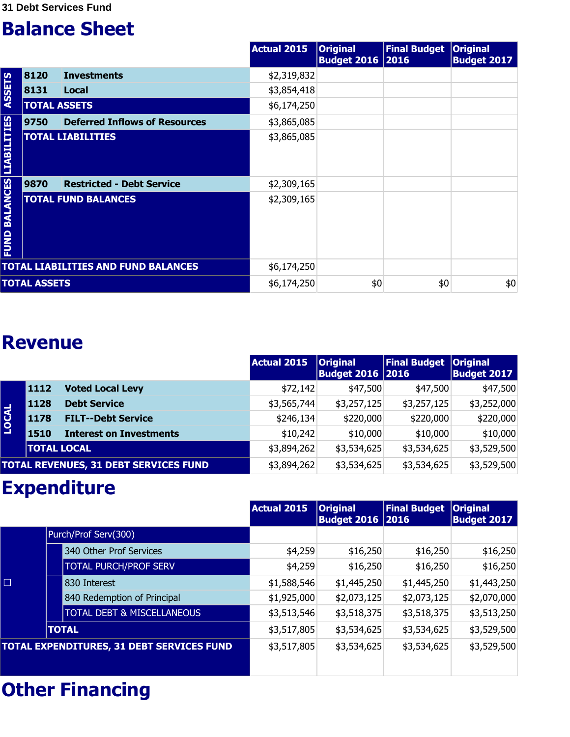31 Debt Services Fund

# Balance Sheet

| | | | Actual 2015 | Original Budget 2016 | Final Budget 2016 | Original Budget 2017 |
|---|---|---|---|---|---|---|
| ASSETS | 8120 | Investments | $2,319,832 | | | |
| | 8131 | Local | $3,854,418 | | | |
| | TOTAL ASSETS | | $6,174,250 | | | |
| LIABILITIES | 9750 | Deferred Inflows of Resources | $3,865,085 | | | |
| | TOTAL LIABILITIES | | $3,865,085 | | | |
| FUND BALANCES | 9870 | Restricted - Debt Service | $2,309,165 | | | |
| | TOTAL FUND BALANCES | | $2,309,165 | | | |
| TOTAL LIABILITIES AND FUND BALANCES | | | $6,174,250 | | | |
| TOTAL ASSETS | | | $6,174,250 | $0 | $0 | $0 |

# Revenue

| | | | Actual 2015 | Original Budget 2016 | Final Budget 2016 | Original Budget 2017 |
|---|---|---|---|---|---|---|
| LOCAL | 1112 | Voted Local Levy | $72,142 | $47,500 | $47,500 | $47,500 |
| | 1128 | Debt Service | $3,565,744 | $3,257,125 | $3,257,125 | $3,252,000 |
| | 1178 | FILT--Debt Service | $246,134 | $220,000 | $220,000 | $220,000 |
| | 1510 | Interest on Investments | $10,242 | $10,000 | $10,000 | $10,000 |
| | TOTAL LOCAL | | $3,894,262 | $3,534,625 | $3,534,625 | $3,529,500 |
| TOTAL REVENUES, 31 DEBT SERVICES FUND | | | $3,894,262 | $3,534,625 | $3,534,625 | $3,529,500 |

# Expenditure

| | | | Actual 2015 | Original Budget 2016 | Final Budget 2016 | Original Budget 2017 |
|---|---|---|---|---|---|---|
| □ | Purch/Prof Serv(300) | | | | | |
| | | 340 Other Prof Services | $4,259 | $16,250 | $16,250 | $16,250 |
| | | TOTAL PURCH/PROF SERV | $4,259 | $16,250 | $16,250 | $16,250 |
| | | 830 Interest | $1,588,546 | $1,445,250 | $1,445,250 | $1,443,250 |
| | | 840 Redemption of Principal | $1,925,000 | $2,073,125 | $2,073,125 | $2,070,000 |
| | | TOTAL DEBT & MISCELLANEOUS | $3,513,546 | $3,518,375 | $3,518,375 | $3,513,250 |
| | TOTAL | | $3,517,805 | $3,534,625 | $3,534,625 | $3,529,500 |
| TOTAL EXPENDITURES, 31 DEBT SERVICES FUND | | | $3,517,805 | $3,534,625 | $3,534,625 | $3,529,500 |

# Other Financing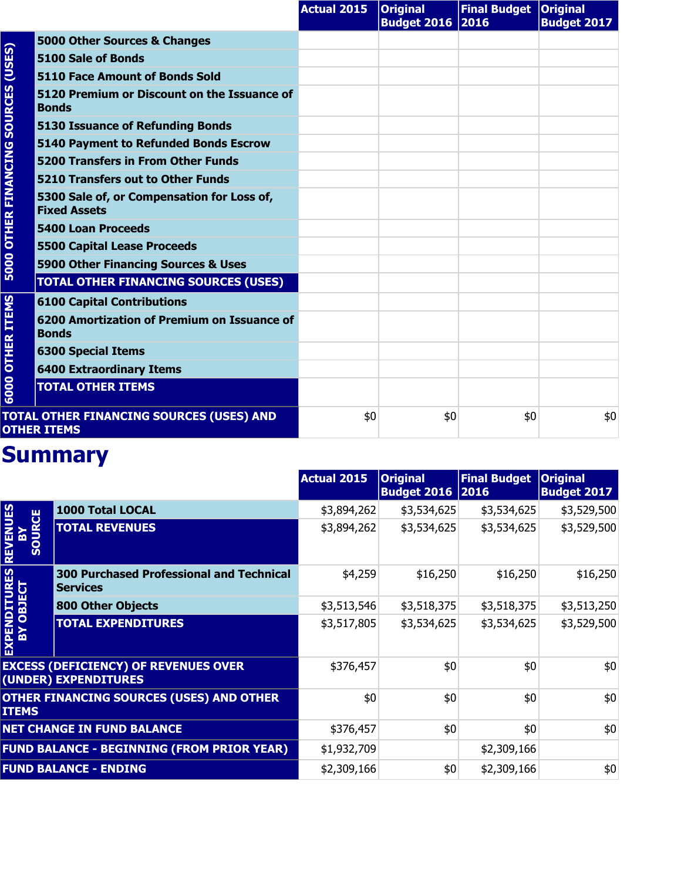| | | Actual 2015 | Original Budget 2016 | Final Budget 2016 | Original Budget 2017 |
|---|---|---|---|---|---|
| 5000 OTHER FINANCING SOURCES (USES) | 5000 Other Sources & Changes | | | | |
| | 5100 Sale of Bonds | | | | |
| | 5110 Face Amount of Bonds Sold | | | | |
| | 5120 Premium or Discount on the Issuance of Bonds | | | | |
| | 5130 Issuance of Refunding Bonds | | | | |
| | 5140 Payment to Refunded Bonds Escrow | | | | |
| | 5200 Transfers in From Other Funds | | | | |
| | 5210 Transfers out to Other Funds | | | | |
| | 5300 Sale of, or Compensation for Loss of, Fixed Assets | | | | |
| | 5400 Loan Proceeds | | | | |
| | 5500 Capital Lease Proceeds | | | | |
| | 5900 Other Financing Sources & Uses | | | | |
| | TOTAL OTHER FINANCING SOURCES (USES) | | | | |
| 6000 OTHER ITEMS | 6100 Capital Contributions | | | | |
| | 6200 Amortization of Premium on Issuance of Bonds | | | | |
| | 6300 Special Items | | | | |
| | 6400 Extraordinary Items | | | | |
| | TOTAL OTHER ITEMS | | | | |
| TOTAL OTHER FINANCING SOURCES (USES) AND OTHER ITEMS | | $0 | $0 | $0 | $0 |

# Summary

| | | Actual 2015 | Original Budget 2016 | Final Budget 2016 | Original Budget 2017 |
|---|---|---|---|---|---|
| REVENUES BY SOURCE | 1000 Total LOCAL | $3,894,262 | $3,534,625 | $3,534,625 | $3,529,500 |
| | TOTAL REVENUES | $3,894,262 | $3,534,625 | $3,534,625 | $3,529,500 |
| EXPENDITURES BY OBJECT | 300 Purchased Professional and Technical Services | $4,259 | $16,250 | $16,250 | $16,250 |
| | 800 Other Objects | $3,513,546 | $3,518,375 | $3,518,375 | $3,513,250 |
| | TOTAL EXPENDITURES | $3,517,805 | $3,534,625 | $3,534,625 | $3,529,500 |
| EXCESS (DEFICIENCY) OF REVENUES OVER (UNDER) EXPENDITURES | | $376,457 | $0 | $0 | $0 |
| OTHER FINANCING SOURCES (USES) AND OTHER ITEMS | | $0 | $0 | $0 | $0 |
| NET CHANGE IN FUND BALANCE | | $376,457 | $0 | $0 | $0 |
| FUND BALANCE - BEGINNING (FROM PRIOR YEAR) | | $1,932,709 | | $2,309,166 | |
| FUND BALANCE - ENDING | | $2,309,166 | $0 | $2,309,166 | $0 |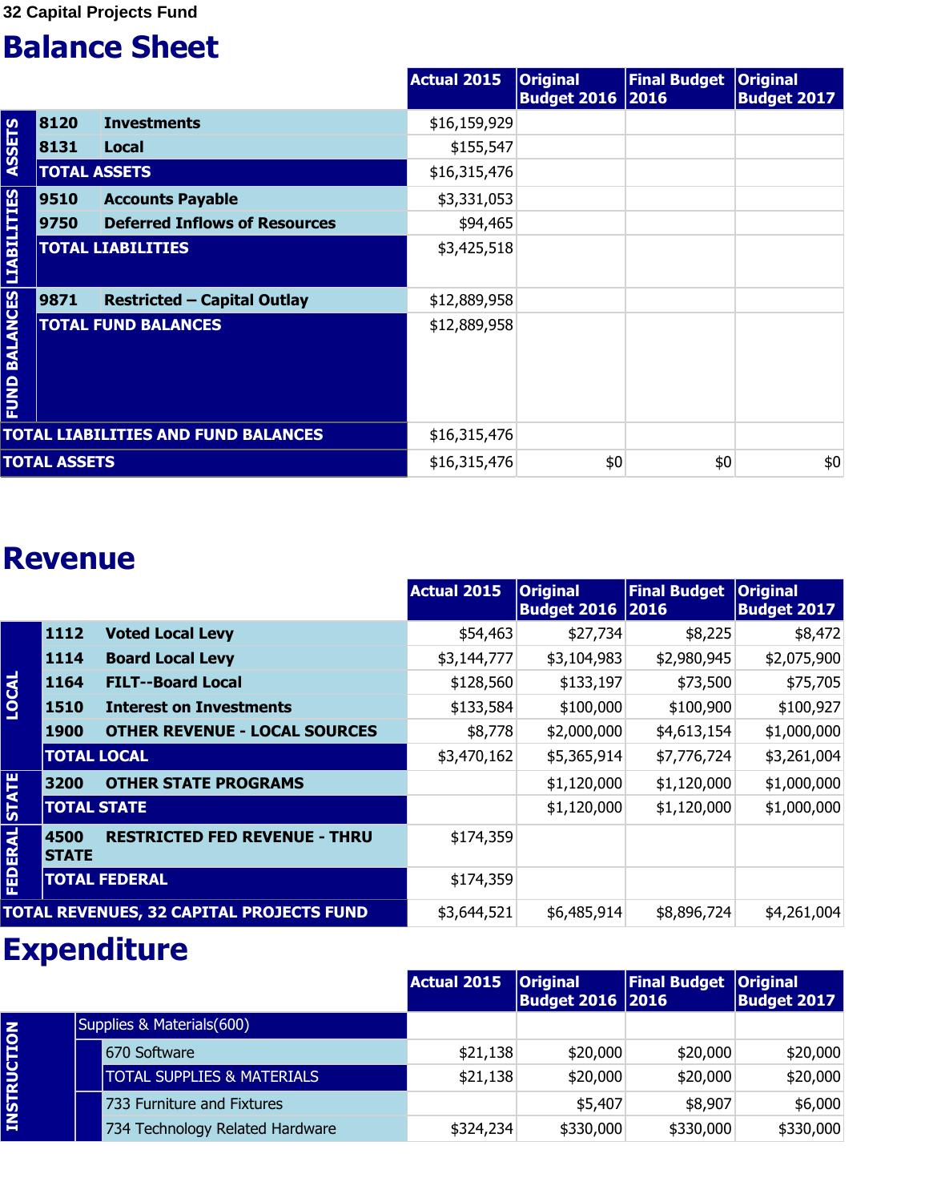32 Capital Projects Fund

# Balance Sheet

| | | | Actual 2015 | Original Budget 2016 | Final Budget 2016 | Original Budget 2017 |
|---|---|---|---|---|---|---|
| ASSETS | 8120 | Investments | $16,159,929 | | | |
| | 8131 | Local | $155,547 | | | |
| | TOTAL ASSETS | | $16,315,476 | | | |
| LIABILITIES | 9510 | Accounts Payable | $3,331,053 | | | |
| | 9750 | Deferred Inflows of Resources | $94,465 | | | |
| | TOTAL LIABILITIES | | $3,425,518 | | | |
| FUND BALANCES | 9871 | Restricted – Capital Outlay | $12,889,958 | | | |
| | TOTAL FUND BALANCES | | $12,889,958 | | | |
| TOTAL LIABILITIES AND FUND BALANCES | | | $16,315,476 | | | |
| TOTAL ASSETS | | | $16,315,476 | $0 | $0 | $0 |

# Revenue

| | | | Actual 2015 | Original Budget 2016 | Final Budget 2016 | Original Budget 2017 |
|---|---|---|---|---|---|---|
| LOCAL | 1112 | Voted Local Levy | $54,463 | $27,734 | $8,225 | $8,472 |
| | 1114 | Board Local Levy | $3,144,777 | $3,104,983 | $2,980,945 | $2,075,900 |
| | 1164 | FILT--Board Local | $128,560 | $133,197 | $73,500 | $75,705 |
| | 1510 | Interest on Investments | $133,584 | $100,000 | $100,900 | $100,927 |
| | 1900 | OTHER REVENUE - LOCAL SOURCES | $8,778 | $2,000,000 | $4,613,154 | $1,000,000 |
| | TOTAL LOCAL | | $3,470,162 | $5,365,914 | $7,776,724 | $3,261,004 |
| STATE | 3200 | OTHER STATE PROGRAMS | | $1,120,000 | $1,120,000 | $1,000,000 |
| | TOTAL STATE | | | $1,120,000 | $1,120,000 | $1,000,000 |
| FEDERAL | 4500 | RESTRICTED FED REVENUE - THRU STATE | $174,359 | | | |
| | TOTAL FEDERAL | | $174,359 | | | |
| TOTAL REVENUES, 32 CAPITAL PROJECTS FUND | | | $3,644,521 | $6,485,914 | $8,896,724 | $4,261,004 |

# Expenditure

| | | | Actual 2015 | Original Budget 2016 | Final Budget 2016 | Original Budget 2017 |
|---|---|---|---|---|---|---|
| INSTRUCTION | Supplies & Materials(600) | | | | | |
| | | 670 Software | $21,138 | $20,000 | $20,000 | $20,000 |
| | | TOTAL SUPPLIES & MATERIALS | $21,138 | $20,000 | $20,000 | $20,000 |
| | | 733 Furniture and Fixtures | | $5,407 | $8,907 | $6,000 |
| | | 734 Technology Related Hardware | $324,234 | $330,000 | $330,000 | $330,000 |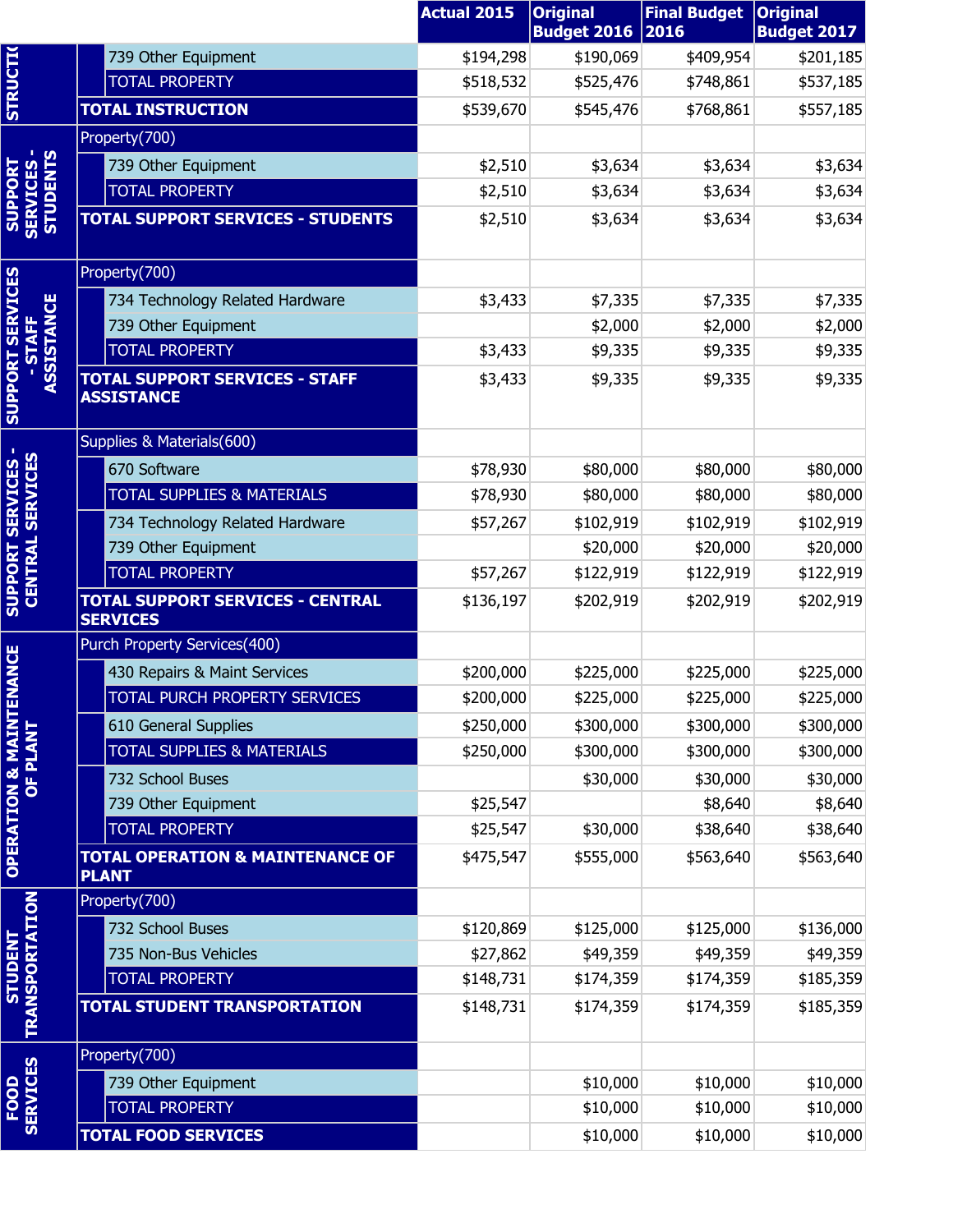| | | Actual 2015 | Original Budget 2016 | Final Budget 2016 | Original Budget 2017 |
|---|---|---|---|---|---|
| STRUCTI | 739 Other Equipment | $194,298 | $190,069 | $409,954 | $201,185 |
| | TOTAL PROPERTY | $518,532 | $525,476 | $748,861 | $537,185 |
| | **TOTAL INSTRUCTION** | $539,670 | $545,476 | $768,861 | $557,185 |
| **SUPPORT SERVICES - STUDENTS** | Property(700) | | | | |
| | 739 Other Equipment | $2,510 | $3,634 | $3,634 | $3,634 |
| | TOTAL PROPERTY | $2,510 | $3,634 | $3,634 | $3,634 |
| | **TOTAL SUPPORT SERVICES - STUDENTS** | $2,510 | $3,634 | $3,634 | $3,634 |
| **SUPPORT SERVICES - STAFF ASSISTANCE** | Property(700) | | | | |
| | 734 Technology Related Hardware | $3,433 | $7,335 | $7,335 | $7,335 |
| | 739 Other Equipment | | $2,000 | $2,000 | $2,000 |
| | TOTAL PROPERTY | $3,433 | $9,335 | $9,335 | $9,335 |
| | **TOTAL SUPPORT SERVICES - STAFF ASSISTANCE** | $3,433 | $9,335 | $9,335 | $9,335 |
| **SUPPORT SERVICES - CENTRAL SERVICES** | Supplies & Materials(600) | | | | |
| | 670 Software | $78,930 | $80,000 | $80,000 | $80,000 |
| | TOTAL SUPPLIES & MATERIALS | $78,930 | $80,000 | $80,000 | $80,000 |
| | 734 Technology Related Hardware | $57,267 | $102,919 | $102,919 | $102,919 |
| | 739 Other Equipment | | $20,000 | $20,000 | $20,000 |
| | TOTAL PROPERTY | $57,267 | $122,919 | $122,919 | $122,919 |
| | **TOTAL SUPPORT SERVICES - CENTRAL SERVICES** | $136,197 | $202,919 | $202,919 | $202,919 |
| **OPERATION & MAINTENANCE OF PLANT** | Purch Property Services(400) | | | | |
| | 430 Repairs & Maint Services | $200,000 | $225,000 | $225,000 | $225,000 |
| | TOTAL PURCH PROPERTY SERVICES | $200,000 | $225,000 | $225,000 | $225,000 |
| | 610 General Supplies | $250,000 | $300,000 | $300,000 | $300,000 |
| | TOTAL SUPPLIES & MATERIALS | $250,000 | $300,000 | $300,000 | $300,000 |
| | 732 School Buses | | $30,000 | $30,000 | $30,000 |
| | 739 Other Equipment | $25,547 | | $8,640 | $8,640 |
| | TOTAL PROPERTY | $25,547 | $30,000 | $38,640 | $38,640 |
| | **TOTAL OPERATION & MAINTENANCE OF PLANT** | $475,547 | $555,000 | $563,640 | $563,640 |
| **STUDENT TRANSPORTATION** | Property(700) | | | | |
| | 732 School Buses | $120,869 | $125,000 | $125,000 | $136,000 |
| | 735 Non-Bus Vehicles | $27,862 | $49,359 | $49,359 | $49,359 |
| | TOTAL PROPERTY | $148,731 | $174,359 | $174,359 | $185,359 |
| | **TOTAL STUDENT TRANSPORTATION** | $148,731 | $174,359 | $174,359 | $185,359 |
| **FOOD SERVICES** | Property(700) | | | | |
| | 739 Other Equipment | | $10,000 | $10,000 | $10,000 |
| | TOTAL PROPERTY | | $10,000 | $10,000 | $10,000 |
| | **TOTAL FOOD SERVICES** | | $10,000 | $10,000 | $10,000 |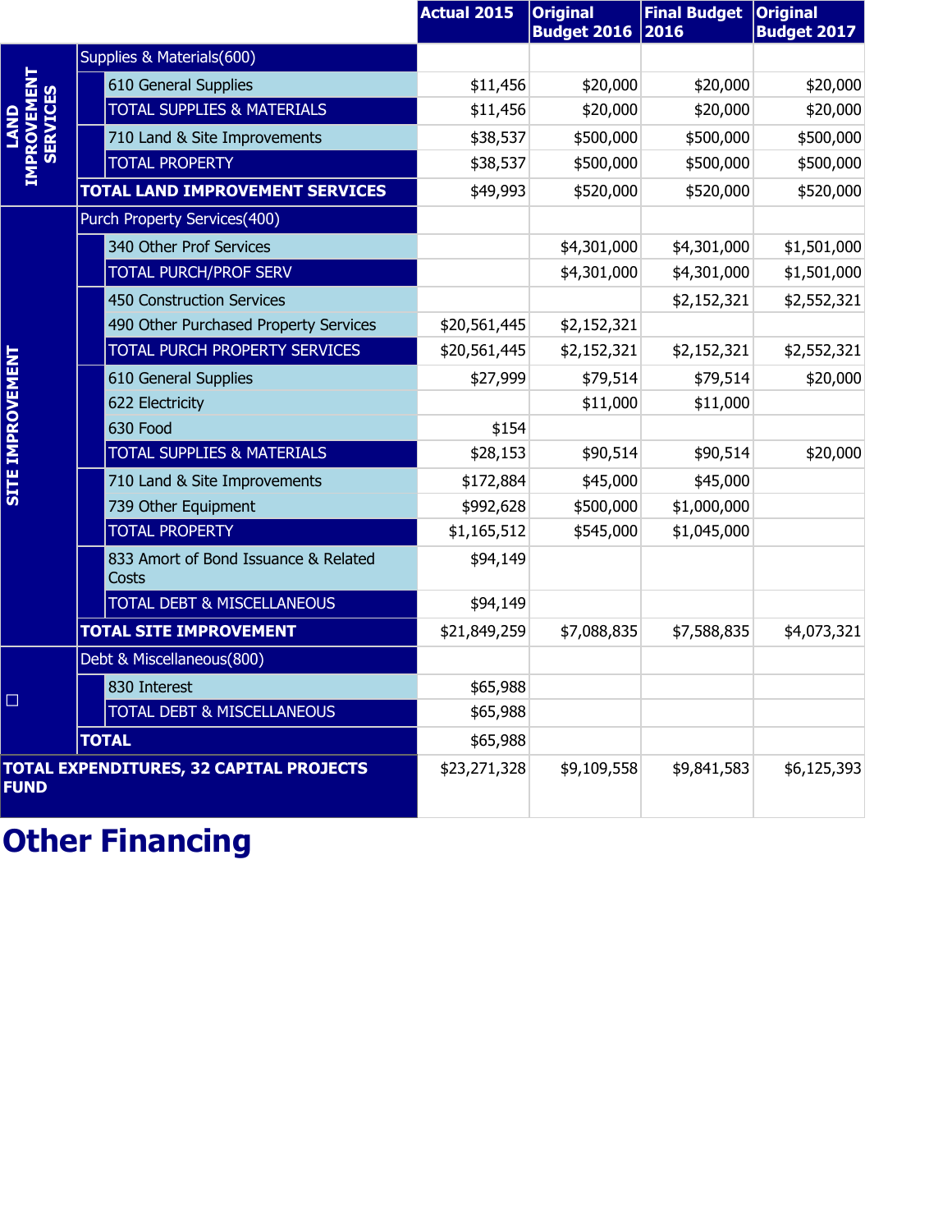| | | Actual 2015 | Original Budget 2016 | Final Budget 2016 | Original Budget 2017 |
|---|---|---|---|---|---|
| LAND IMPROVEMENT SERVICES | Supplies & Materials(600) | | | | |
| | 610 General Supplies | $11,456 | $20,000 | $20,000 | $20,000 |
| | TOTAL SUPPLIES & MATERIALS | $11,456 | $20,000 | $20,000 | $20,000 |
| | 710 Land & Site Improvements | $38,537 | $500,000 | $500,000 | $500,000 |
| | TOTAL PROPERTY | $38,537 | $500,000 | $500,000 | $500,000 |
| | TOTAL LAND IMPROVEMENT SERVICES | $49,993 | $520,000 | $520,000 | $520,000 |
| SITE IMPROVEMENT | Purch Property Services(400) | | | | |
| | 340 Other Prof Services | | $4,301,000 | $4,301,000 | $1,501,000 |
| | TOTAL PURCH/PROF SERV | | $4,301,000 | $4,301,000 | $1,501,000 |
| | 450 Construction Services | | | $2,152,321 | $2,552,321 |
| | 490 Other Purchased Property Services | $20,561,445 | $2,152,321 | | |
| | TOTAL PURCH PROPERTY SERVICES | $20,561,445 | $2,152,321 | $2,152,321 | $2,552,321 |
| | 610 General Supplies | $27,999 | $79,514 | $79,514 | $20,000 |
| | 622 Electricity | | $11,000 | $11,000 | |
| | 630 Food | $154 | | | |
| | TOTAL SUPPLIES & MATERIALS | $28,153 | $90,514 | $90,514 | $20,000 |
| | 710 Land & Site Improvements | $172,884 | $45,000 | $45,000 | |
| | 739 Other Equipment | $992,628 | $500,000 | $1,000,000 | |
| | TOTAL PROPERTY | $1,165,512 | $545,000 | $1,045,000 | |
| | 833 Amort of Bond Issuance & Related Costs | $94,149 | | | |
| | TOTAL DEBT & MISCELLANEOUS | $94,149 | | | |
| | TOTAL SITE IMPROVEMENT | $21,849,259 | $7,088,835 | $7,588,835 | $4,073,321 |
| □ | Debt & Miscellaneous(800) | | | | |
| | 830 Interest | $65,988 | | | |
| | TOTAL DEBT & MISCELLANEOUS | $65,988 | | | |
| | TOTAL | $65,988 | | | |
| TOTAL EXPENDITURES, 32 CAPITAL PROJECTS FUND | | $23,271,328 | $9,109,558 | $9,841,583 | $6,125,393 |

# Other Financing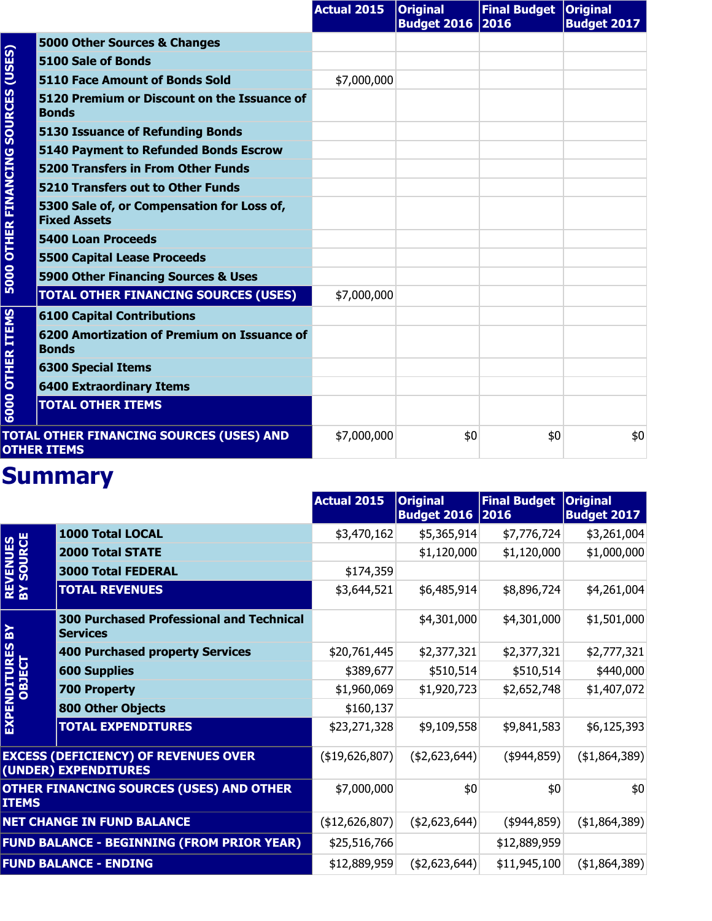| | | Actual 2015 | Original Budget 2016 | Final Budget 2016 | Original Budget 2017 |
|---|---|---|---|---|---|
| 5000 OTHER FINANCING SOURCES (USES) | 5000 Other Sources & Changes | | | | |
| | 5100 Sale of Bonds | | | | |
| | 5110 Face Amount of Bonds Sold | $7,000,000 | | | |
| | 5120 Premium or Discount on the Issuance of Bonds | | | | |
| | 5130 Issuance of Refunding Bonds | | | | |
| | 5140 Payment to Refunded Bonds Escrow | | | | |
| | 5200 Transfers in From Other Funds | | | | |
| | 5210 Transfers out to Other Funds | | | | |
| | 5300 Sale of, or Compensation for Loss of, Fixed Assets | | | | |
| | 5400 Loan Proceeds | | | | |
| | 5500 Capital Lease Proceeds | | | | |
| | 5900 Other Financing Sources & Uses | | | | |
| | TOTAL OTHER FINANCING SOURCES (USES) | $7,000,000 | | | |
| 6000 OTHER ITEMS | 6100 Capital Contributions | | | | |
| | 6200 Amortization of Premium on Issuance of Bonds | | | | |
| | 6300 Special Items | | | | |
| | 6400 Extraordinary Items | | | | |
| | TOTAL OTHER ITEMS | | | | |
| TOTAL OTHER FINANCING SOURCES (USES) AND OTHER ITEMS | | $7,000,000 | $0 | $0 | $0 |

# Summary

| | | Actual 2015 | Original Budget 2016 | Final Budget 2016 | Original Budget 2017 |
|---|---|---|---|---|---|
| REVENUES BY SOURCE | 1000 Total LOCAL | $3,470,162 | $5,365,914 | $7,776,724 | $3,261,004 |
| | 2000 Total STATE | | $1,120,000 | $1,120,000 | $1,000,000 |
| | 3000 Total FEDERAL | $174,359 | | | |
| | TOTAL REVENUES | $3,644,521 | $6,485,914 | $8,896,724 | $4,261,004 |
| EXPENDITURES BY OBJECT | 300 Purchased Professional and Technical Services | | $4,301,000 | $4,301,000 | $1,501,000 |
| | 400 Purchased property Services | $20,761,445 | $2,377,321 | $2,377,321 | $2,777,321 |
| | 600 Supplies | $389,677 | $510,514 | $510,514 | $440,000 |
| | 700 Property | $1,960,069 | $1,920,723 | $2,652,748 | $1,407,072 |
| | 800 Other Objects | $160,137 | | | |
| | TOTAL EXPENDITURES | $23,271,328 | $9,109,558 | $9,841,583 | $6,125,393 |
| EXCESS (DEFICIENCY) OF REVENUES OVER (UNDER) EXPENDITURES | | ($19,626,807) | ($2,623,644) | ($944,859) | ($1,864,389) |
| OTHER FINANCING SOURCES (USES) AND OTHER ITEMS | | $7,000,000 | $0 | $0 | $0 |
| NET CHANGE IN FUND BALANCE | | ($12,626,807) | ($2,623,644) | ($944,859) | ($1,864,389) |
| FUND BALANCE - BEGINNING (FROM PRIOR YEAR) | | $25,516,766 | | $12,889,959 | |
| FUND BALANCE - ENDING | | $12,889,959 | ($2,623,644) | $11,945,100 | ($1,864,389) |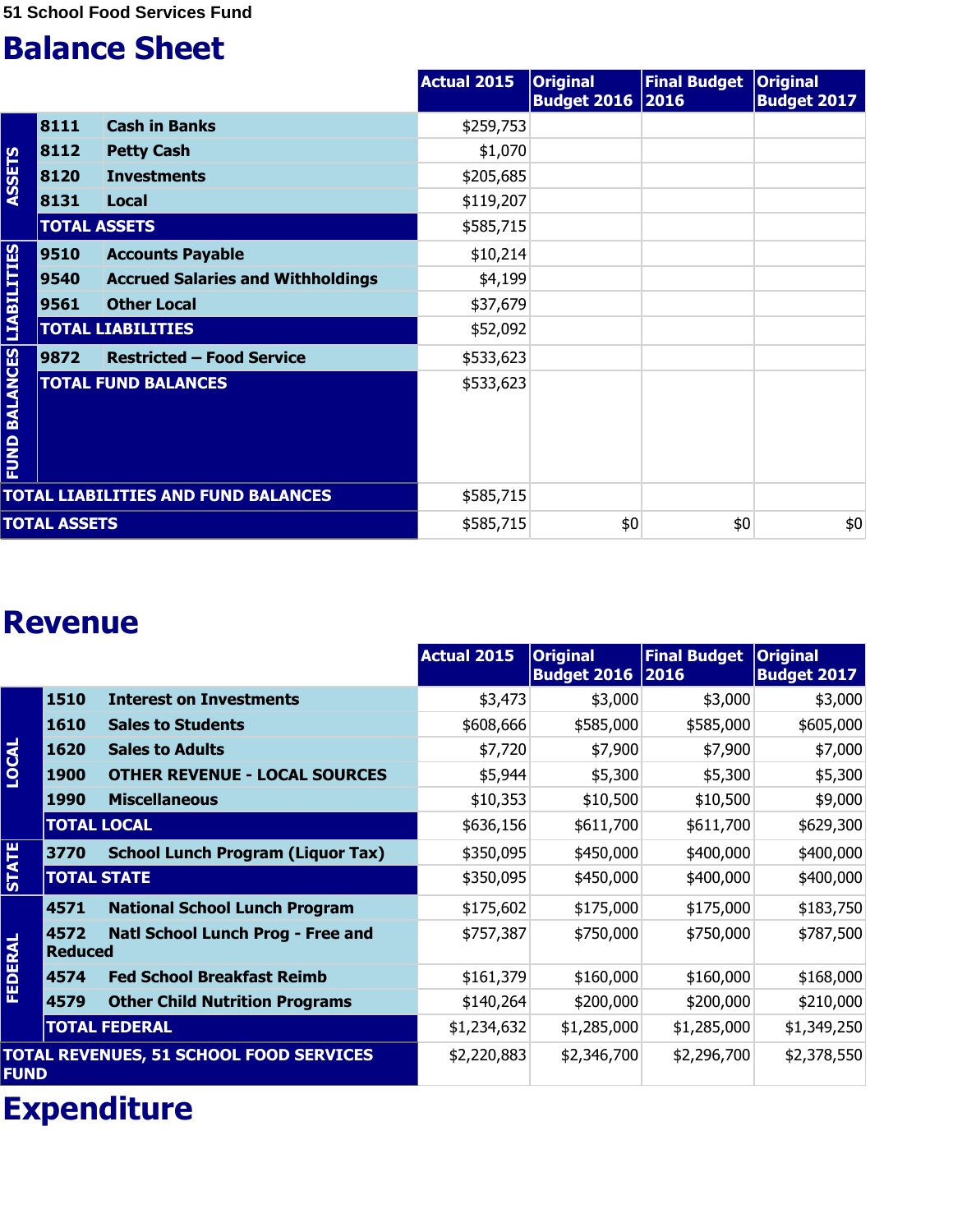51 School Food Services Fund

# Balance Sheet

| | | | Actual 2015 | Original Budget 2016 | Final Budget 2016 | Original Budget 2017 |
|---|---|---|---|---|---|---|
| ASSETS | 8111 | Cash in Banks | $259,753 | | | |
| | 8112 | Petty Cash | $1,070 | | | |
| | 8120 | Investments | $205,685 | | | |
| | 8131 | Local | $119,207 | | | |
| | TOTAL ASSETS | | $585,715 | | | |
| LIABILITIES | 9510 | Accounts Payable | $10,214 | | | |
| | 9540 | Accrued Salaries and Withholdings | $4,199 | | | |
| | 9561 | Other Local | $37,679 | | | |
| | TOTAL LIABILITIES | | $52,092 | | | |
| FUND BALANCES | 9872 | Restricted – Food Service | $533,623 | | | |
| | TOTAL FUND BALANCES | | $533,623 | | | |
| TOTAL LIABILITIES AND FUND BALANCES | | | $585,715 | | | |
| TOTAL ASSETS | | | $585,715 | $0 | $0 | $0 |

# Revenue

| | | | Actual 2015 | Original Budget 2016 | Final Budget 2016 | Original Budget 2017 |
|---|---|---|---|---|---|---|
| LOCAL | 1510 | Interest on Investments | $3,473 | $3,000 | $3,000 | $3,000 |
| | 1610 | Sales to Students | $608,666 | $585,000 | $585,000 | $605,000 |
| | 1620 | Sales to Adults | $7,720 | $7,900 | $7,900 | $7,000 |
| | 1900 | OTHER REVENUE - LOCAL SOURCES | $5,944 | $5,300 | $5,300 | $5,300 |
| | 1990 | Miscellaneous | $10,353 | $10,500 | $10,500 | $9,000 |
| | TOTAL LOCAL | | $636,156 | $611,700 | $611,700 | $629,300 |
| STATE | 3770 | School Lunch Program (Liquor Tax) | $350,095 | $450,000 | $400,000 | $400,000 |
| | TOTAL STATE | | $350,095 | $450,000 | $400,000 | $400,000 |
| FEDERAL | 4571 | National School Lunch Program | $175,602 | $175,000 | $175,000 | $183,750 |
| | 4572 | Natl School Lunch Prog - Free and Reduced | $757,387 | $750,000 | $750,000 | $787,500 |
| | 4574 | Fed School Breakfast Reimb | $161,379 | $160,000 | $160,000 | $168,000 |
| | 4579 | Other Child Nutrition Programs | $140,264 | $200,000 | $200,000 | $210,000 |
| | TOTAL FEDERAL | | $1,234,632 | $1,285,000 | $1,285,000 | $1,349,250 |
| TOTAL REVENUES, 51 SCHOOL FOOD SERVICES FUND | | | $2,220,883 | $2,346,700 | $2,296,700 | $2,378,550 |

# Expenditure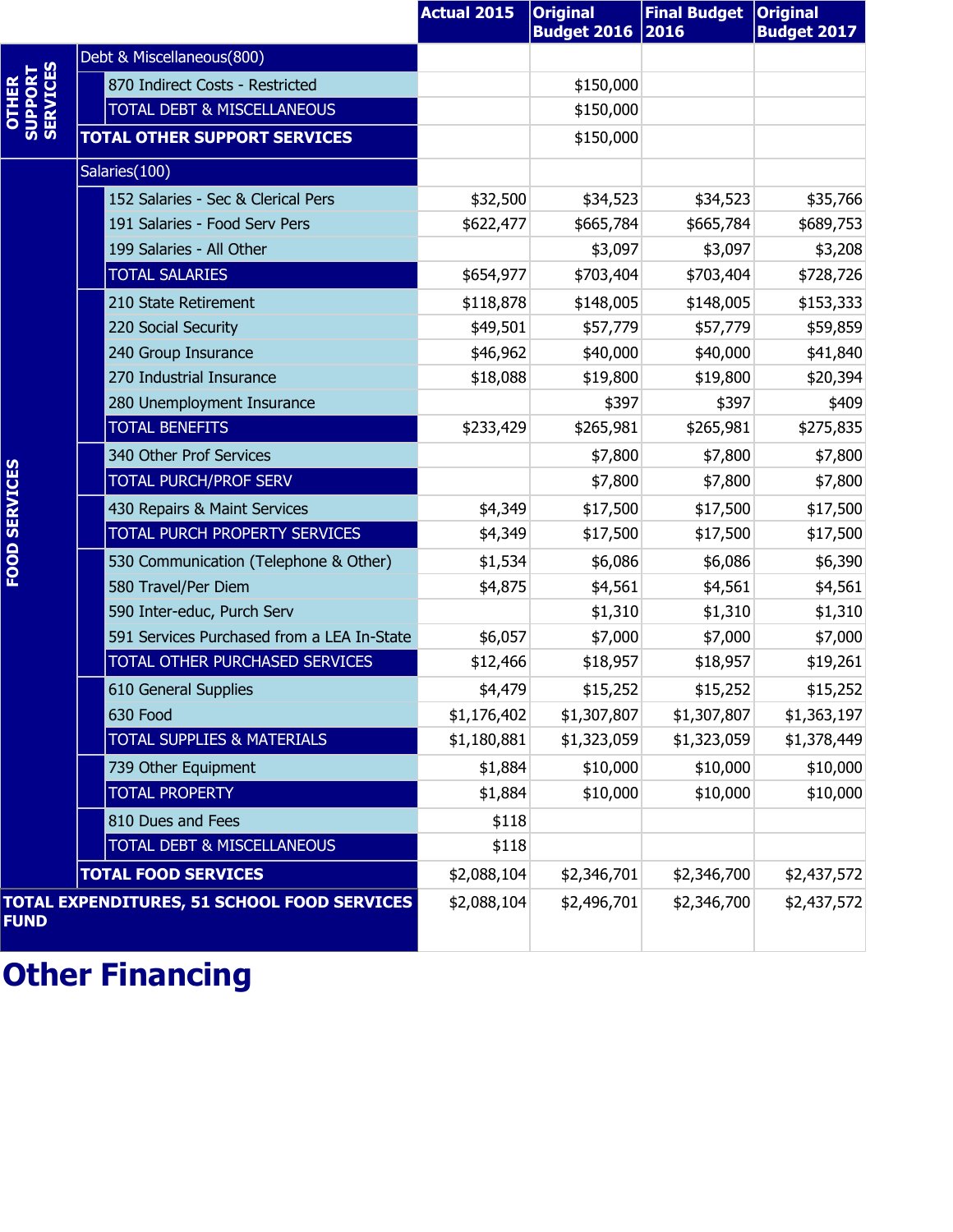| | | Actual 2015 | Original Budget 2016 | Final Budget 2016 | Original Budget 2017 |
|---|---|---|---|---|---|
| OTHER SUPPORT SERVICES | Debt & Miscellaneous(800) | | | | |
| | 870 Indirect Costs - Restricted | | $150,000 | | |
| | TOTAL DEBT & MISCELLANEOUS | | $150,000 | | |
| | **TOTAL OTHER SUPPORT SERVICES** | | $150,000 | | |
| FOOD SERVICES | Salaries(100) | | | | |
| | 152 Salaries - Sec & Clerical Pers | $32,500 | $34,523 | $34,523 | $35,766 |
| | 191 Salaries - Food Serv Pers | $622,477 | $665,784 | $665,784 | $689,753 |
| | 199 Salaries - All Other | | $3,097 | $3,097 | $3,208 |
| | TOTAL SALARIES | $654,977 | $703,404 | $703,404 | $728,726 |
| | 210 State Retirement | $118,878 | $148,005 | $148,005 | $153,333 |
| | 220 Social Security | $49,501 | $57,779 | $57,779 | $59,859 |
| | 240 Group Insurance | $46,962 | $40,000 | $40,000 | $41,840 |
| | 270 Industrial Insurance | $18,088 | $19,800 | $19,800 | $20,394 |
| | 280 Unemployment Insurance | | $397 | $397 | $409 |
| | TOTAL BENEFITS | $233,429 | $265,981 | $265,981 | $275,835 |
| | 340 Other Prof Services | | $7,800 | $7,800 | $7,800 |
| | TOTAL PURCH/PROF SERV | | $7,800 | $7,800 | $7,800 |
| | 430 Repairs & Maint Services | $4,349 | $17,500 | $17,500 | $17,500 |
| | TOTAL PURCH PROPERTY SERVICES | $4,349 | $17,500 | $17,500 | $17,500 |
| | 530 Communication (Telephone & Other) | $1,534 | $6,086 | $6,086 | $6,390 |
| | 580 Travel/Per Diem | $4,875 | $4,561 | $4,561 | $4,561 |
| | 590 Inter-educ, Purch Serv | | $1,310 | $1,310 | $1,310 |
| | 591 Services Purchased from a LEA In-State | $6,057 | $7,000 | $7,000 | $7,000 |
| | TOTAL OTHER PURCHASED SERVICES | $12,466 | $18,957 | $18,957 | $19,261 |
| | 610 General Supplies | $4,479 | $15,252 | $15,252 | $15,252 |
| | 630 Food | $1,176,402 | $1,307,807 | $1,307,807 | $1,363,197 |
| | TOTAL SUPPLIES & MATERIALS | $1,180,881 | $1,323,059 | $1,323,059 | $1,378,449 |
| | 739 Other Equipment | $1,884 | $10,000 | $10,000 | $10,000 |
| | TOTAL PROPERTY | $1,884 | $10,000 | $10,000 | $10,000 |
| | 810 Dues and Fees | $118 | | | |
| | TOTAL DEBT & MISCELLANEOUS | $118 | | | |
| | **TOTAL FOOD SERVICES** | $2,088,104 | $2,346,701 | $2,346,700 | $2,437,572 |
| **TOTAL EXPENDITURES, 51 SCHOOL FOOD SERVICES FUND** | | $2,088,104 | $2,496,701 | $2,346,700 | $2,437,572 |

# Other Financing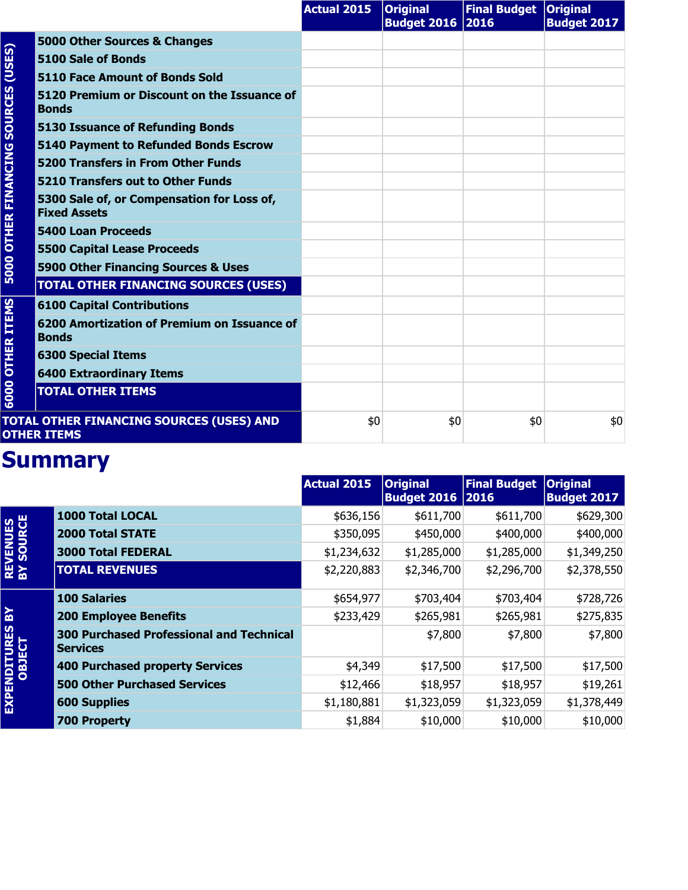| | | Actual 2015 | Original Budget 2016 | Final Budget 2016 | Original Budget 2017 |
|---|---|---|---|---|---|
| 5000 OTHER FINANCING SOURCES (USES) | 5000 Other Sources & Changes | | | | |
| | 5100 Sale of Bonds | | | | |
| | 5110 Face Amount of Bonds Sold | | | | |
| | 5120 Premium or Discount on the Issuance of Bonds | | | | |
| | 5130 Issuance of Refunding Bonds | | | | |
| | 5140 Payment to Refunded Bonds Escrow | | | | |
| | 5200 Transfers in From Other Funds | | | | |
| | 5210 Transfers out to Other Funds | | | | |
| | 5300 Sale of, or Compensation for Loss of, Fixed Assets | | | | |
| | 5400 Loan Proceeds | | | | |
| | 5500 Capital Lease Proceeds | | | | |
| | 5900 Other Financing Sources & Uses | | | | |
| | **TOTAL OTHER FINANCING SOURCES (USES)** | | | | |
| 6000 OTHER ITEMS | 6100 Capital Contributions | | | | |
| | 6200 Amortization of Premium on Issuance of Bonds | | | | |
| | 6300 Special Items | | | | |
| | 6400 Extraordinary Items | | | | |
| | **TOTAL OTHER ITEMS** | | | | |
| **TOTAL OTHER FINANCING SOURCES (USES) AND OTHER ITEMS** | | $0 | $0 | $0 | $0 |

# Summary

| | | Actual 2015 | Original Budget 2016 | Final Budget 2016 | Original Budget 2017 |
|---|---|---|---|---|---|
| REVENUES BY SOURCE | 1000 Total LOCAL | $636,156 | $611,700 | $611,700 | $629,300 |
| | 2000 Total STATE | $350,095 | $450,000 | $400,000 | $400,000 |
| | 3000 Total FEDERAL | $1,234,632 | $1,285,000 | $1,285,000 | $1,349,250 |
| | **TOTAL REVENUES** | $2,220,883 | $2,346,700 | $2,296,700 | $2,378,550 |
| EXPENDITURES BY OBJECT | 100 Salaries | $654,977 | $703,404 | $703,404 | $728,726 |
| | 200 Employee Benefits | $233,429 | $265,981 | $265,981 | $275,835 |
| | 300 Purchased Professional and Technical Services | | $7,800 | $7,800 | $7,800 |
| | 400 Purchased property Services | $4,349 | $17,500 | $17,500 | $17,500 |
| | 500 Other Purchased Services | $12,466 | $18,957 | $18,957 | $19,261 |
| | 600 Supplies | $1,180,881 | $1,323,059 | $1,323,059 | $1,378,449 |
| | 700 Property | $1,884 | $10,000 | $10,000 | $10,000 |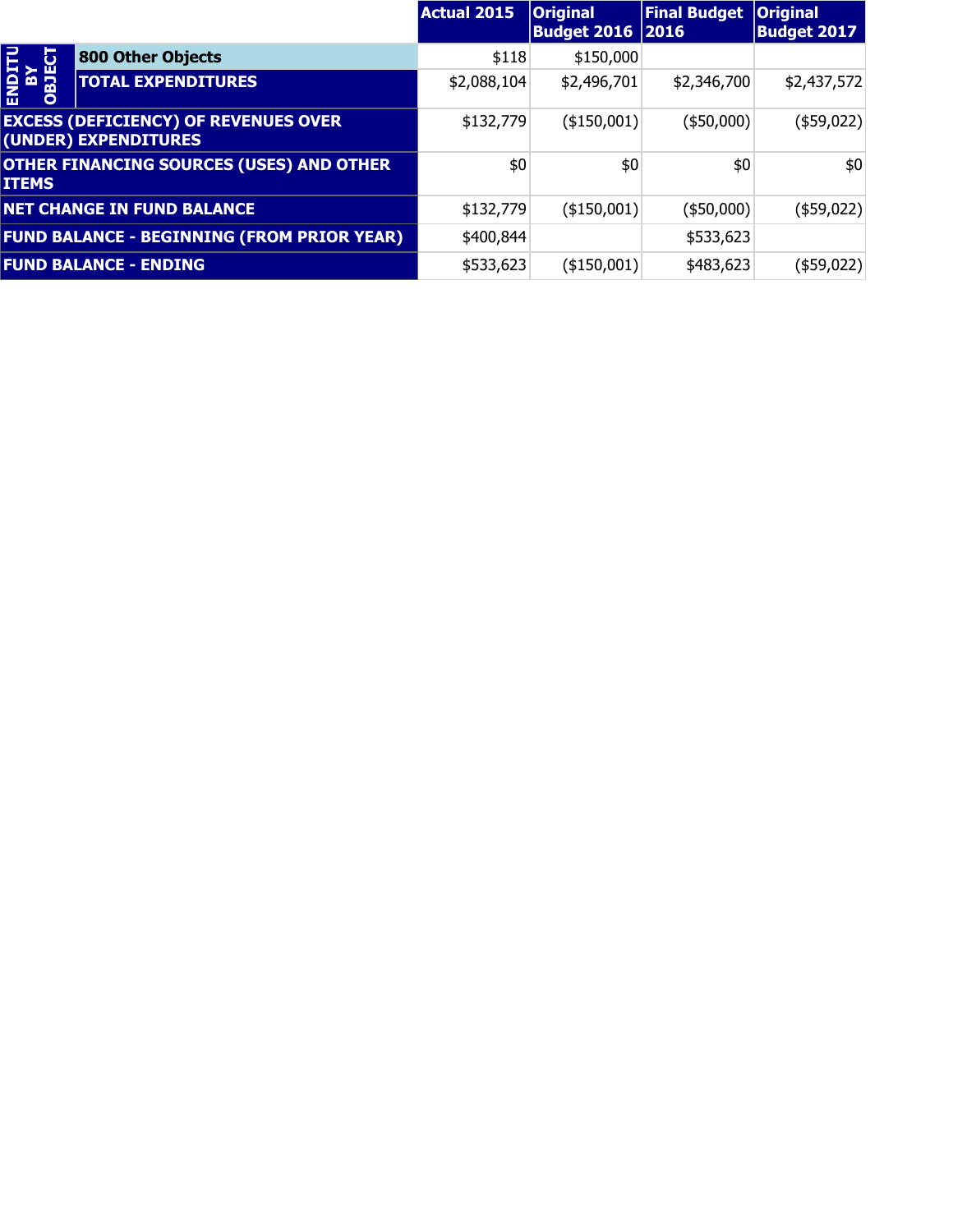| | | Actual 2015 | Original Budget 2016 | Final Budget 2016 | Original Budget 2017 |
|---|---|---|---|---|---|
| ENDITU BY OBJECT | 800 Other Objects | $118 | $150,000 | | |
| | TOTAL EXPENDITURES | $2,088,104 | $2,496,701 | $2,346,700 | $2,437,572 |
| EXCESS (DEFICIENCY) OF REVENUES OVER (UNDER) EXPENDITURES | | $132,779 | ($150,001) | ($50,000) | ($59,022) |
| OTHER FINANCING SOURCES (USES) AND OTHER ITEMS | | $0 | $0 | $0 | $0 |
| NET CHANGE IN FUND BALANCE | | $132,779 | ($150,001) | ($50,000) | ($59,022) |
| FUND BALANCE - BEGINNING (FROM PRIOR YEAR) | | $400,844 | | $533,623 | |
| FUND BALANCE - ENDING | | $533,623 | ($150,001) | $483,623 | ($59,022) |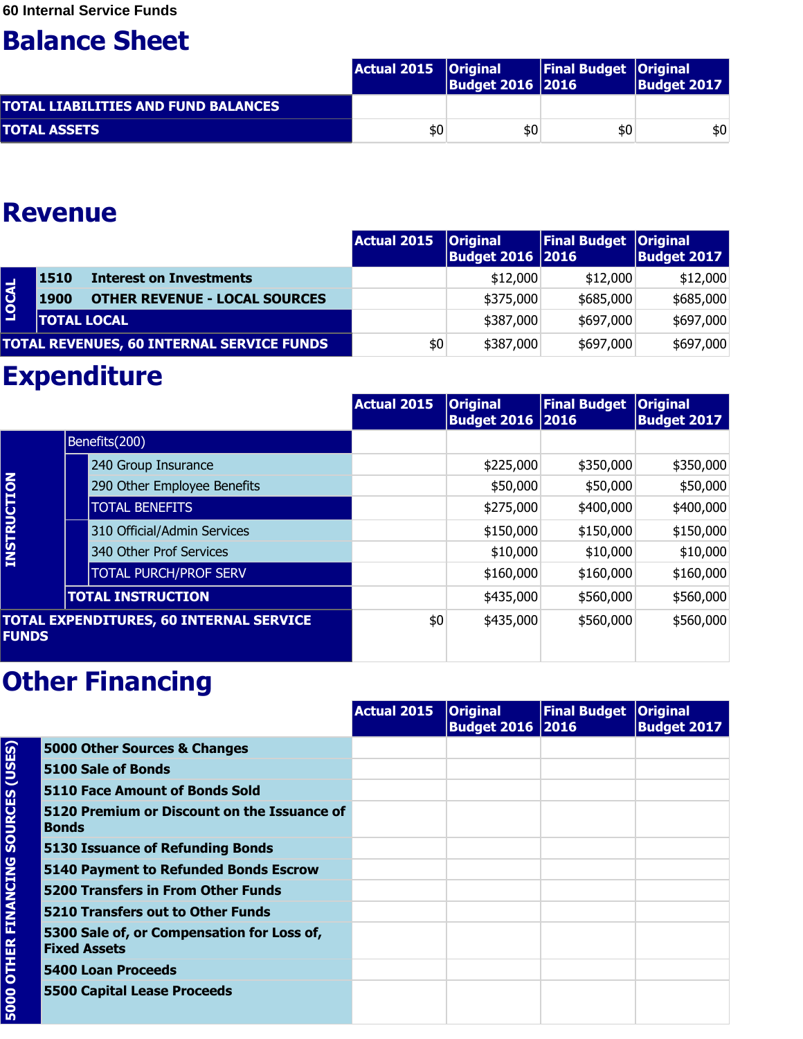60 Internal Service Funds

# Balance Sheet

| | Actual 2015 | Original Budget 2016 | Final Budget 2016 | Original Budget 2017 |
|---|---|---|---|---|
| **TOTAL LIABILITIES AND FUND BALANCES** | | | | |
| **TOTAL ASSETS** | $0 | $0 | $0 | $0 |

# Revenue

| | | Actual 2015 | Original Budget 2016 | Final Budget 2016 | Original Budget 2017 |
|---|---|---|---|---|---|
| LOCAL | **1510 Interest on Investments** | | $12,000 | $12,000 | $12,000 |
| | **1900 OTHER REVENUE - LOCAL SOURCES** | | $375,000 | $685,000 | $685,000 |
| | **TOTAL LOCAL** | | $387,000 | $697,000 | $697,000 |
| **TOTAL REVENUES, 60 INTERNAL SERVICE FUNDS** | | $0 | $387,000 | $697,000 | $697,000 |

# Expenditure

| | | | Actual 2015 | Original Budget 2016 | Final Budget 2016 | Original Budget 2017 |
|---|---|---|---|---|---|---|
| INSTRUCTION | Benefits(200) | | | | | |
| | | 240 Group Insurance | | $225,000 | $350,000 | $350,000 |
| | | 290 Other Employee Benefits | | $50,000 | $50,000 | $50,000 |
| | | TOTAL BENEFITS | | $275,000 | $400,000 | $400,000 |
| | | 310 Official/Admin Services | | $150,000 | $150,000 | $150,000 |
| | | 340 Other Prof Services | | $10,000 | $10,000 | $10,000 |
| | | TOTAL PURCH/PROF SERV | | $160,000 | $160,000 | $160,000 |
| | **TOTAL INSTRUCTION** | | | $435,000 | $560,000 | $560,000 |
| **TOTAL EXPENDITURES, 60 INTERNAL SERVICE FUNDS** | | | $0 | $435,000 | $560,000 | $560,000 |

# Other Financing

| | | Actual 2015 | Original Budget 2016 | Final Budget 2016 | Original Budget 2017 |
|---|---|---|---|---|---|
| 5000 OTHER FINANCING SOURCES (USES) | **5000 Other Sources & Changes** | | | | |
| | **5100 Sale of Bonds** | | | | |
| | **5110 Face Amount of Bonds Sold** | | | | |
| | **5120 Premium or Discount on the Issuance of Bonds** | | | | |
| | **5130 Issuance of Refunding Bonds** | | | | |
| | **5140 Payment to Refunded Bonds Escrow** | | | | |
| | **5200 Transfers in From Other Funds** | | | | |
| | **5210 Transfers out to Other Funds** | | | | |
| | **5300 Sale of, or Compensation for Loss of, Fixed Assets** | | | | |
| | **5400 Loan Proceeds** | | | | |
| | **5500 Capital Lease Proceeds** | | | | |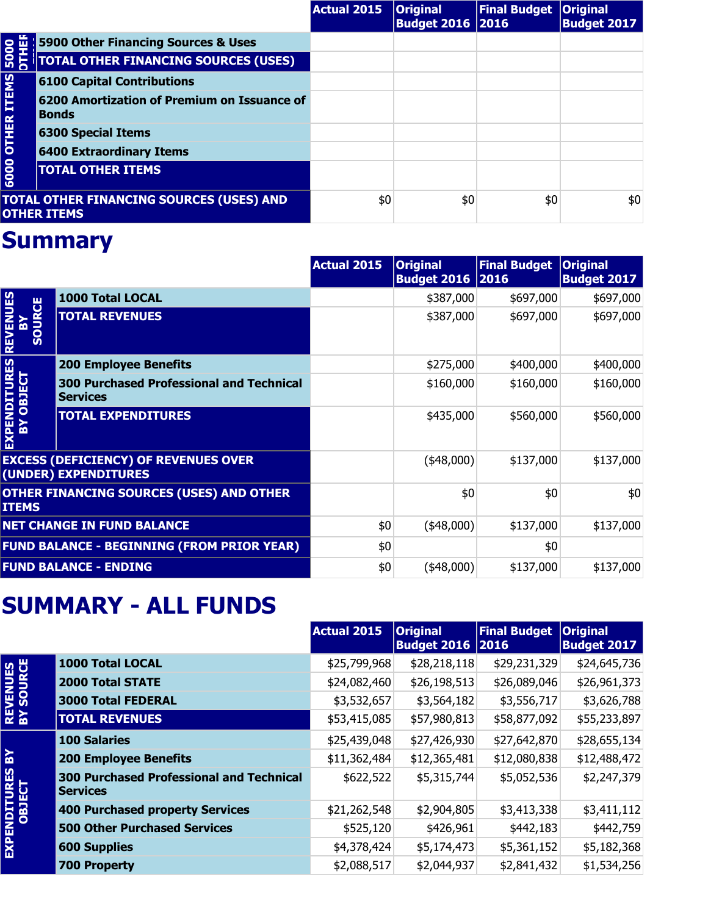| | | Actual 2015 | Original Budget 2016 | Final Budget 2016 | Original Budget 2017 |
|---|---|---|---|---|---|
| 5000 OTHER | 5900 Other Financing Sources & Uses | | | | |
| | TOTAL OTHER FINANCING SOURCES (USES) | | | | |
| 6000 OTHER ITEMS | 6100 Capital Contributions | | | | |
| | 6200 Amortization of Premium on Issuance of Bonds | | | | |
| | 6300 Special Items | | | | |
| | 6400 Extraordinary Items | | | | |
| | TOTAL OTHER ITEMS | | | | |
| TOTAL OTHER FINANCING SOURCES (USES) AND OTHER ITEMS | | $0 | $0 | $0 | $0 |

# Summary

| | | Actual 2015 | Original Budget 2016 | Final Budget 2016 | Original Budget 2017 |
|---|---|---|---|---|---|
| REVENUES BY SOURCE | 1000 Total LOCAL | | $387,000 | $697,000 | $697,000 |
| | TOTAL REVENUES | | $387,000 | $697,000 | $697,000 |
| EXPENDITURES BY OBJECT | 200 Employee Benefits | | $275,000 | $400,000 | $400,000 |
| | 300 Purchased Professional and Technical Services | | $160,000 | $160,000 | $160,000 |
| | TOTAL EXPENDITURES | | $435,000 | $560,000 | $560,000 |
| EXCESS (DEFICIENCY) OF REVENUES OVER (UNDER) EXPENDITURES | | | ($48,000) | $137,000 | $137,000 |
| OTHER FINANCING SOURCES (USES) AND OTHER ITEMS | | | $0 | $0 | $0 |
| NET CHANGE IN FUND BALANCE | | $0 | ($48,000) | $137,000 | $137,000 |
| FUND BALANCE - BEGINNING (FROM PRIOR YEAR) | | $0 | | $0 | |
| FUND BALANCE - ENDING | | $0 | ($48,000) | $137,000 | $137,000 |

# SUMMARY - ALL FUNDS

| | | Actual 2015 | Original Budget 2016 | Final Budget 2016 | Original Budget 2017 |
|---|---|---|---|---|---|
| REVENUES BY SOURCE | 1000 Total LOCAL | $25,799,968 | $28,218,118 | $29,231,329 | $24,645,736 |
| | 2000 Total STATE | $24,082,460 | $26,198,513 | $26,089,046 | $26,961,373 |
| | 3000 Total FEDERAL | $3,532,657 | $3,564,182 | $3,556,717 | $3,626,788 |
| | TOTAL REVENUES | $53,415,085 | $57,980,813 | $58,877,092 | $55,233,897 |
| EXPENDITURES BY OBJECT | 100 Salaries | $25,439,048 | $27,426,930 | $27,642,870 | $28,655,134 |
| | 200 Employee Benefits | $11,362,484 | $12,365,481 | $12,080,838 | $12,488,472 |
| | 300 Purchased Professional and Technical Services | $622,522 | $5,315,744 | $5,052,536 | $2,247,379 |
| | 400 Purchased property Services | $21,262,548 | $2,904,805 | $3,413,338 | $3,411,112 |
| | 500 Other Purchased Services | $525,120 | $426,961 | $442,183 | $442,759 |
| | 600 Supplies | $4,378,424 | $5,174,473 | $5,361,152 | $5,182,368 |
| | 700 Property | $2,088,517 | $2,044,937 | $2,841,432 | $1,534,256 |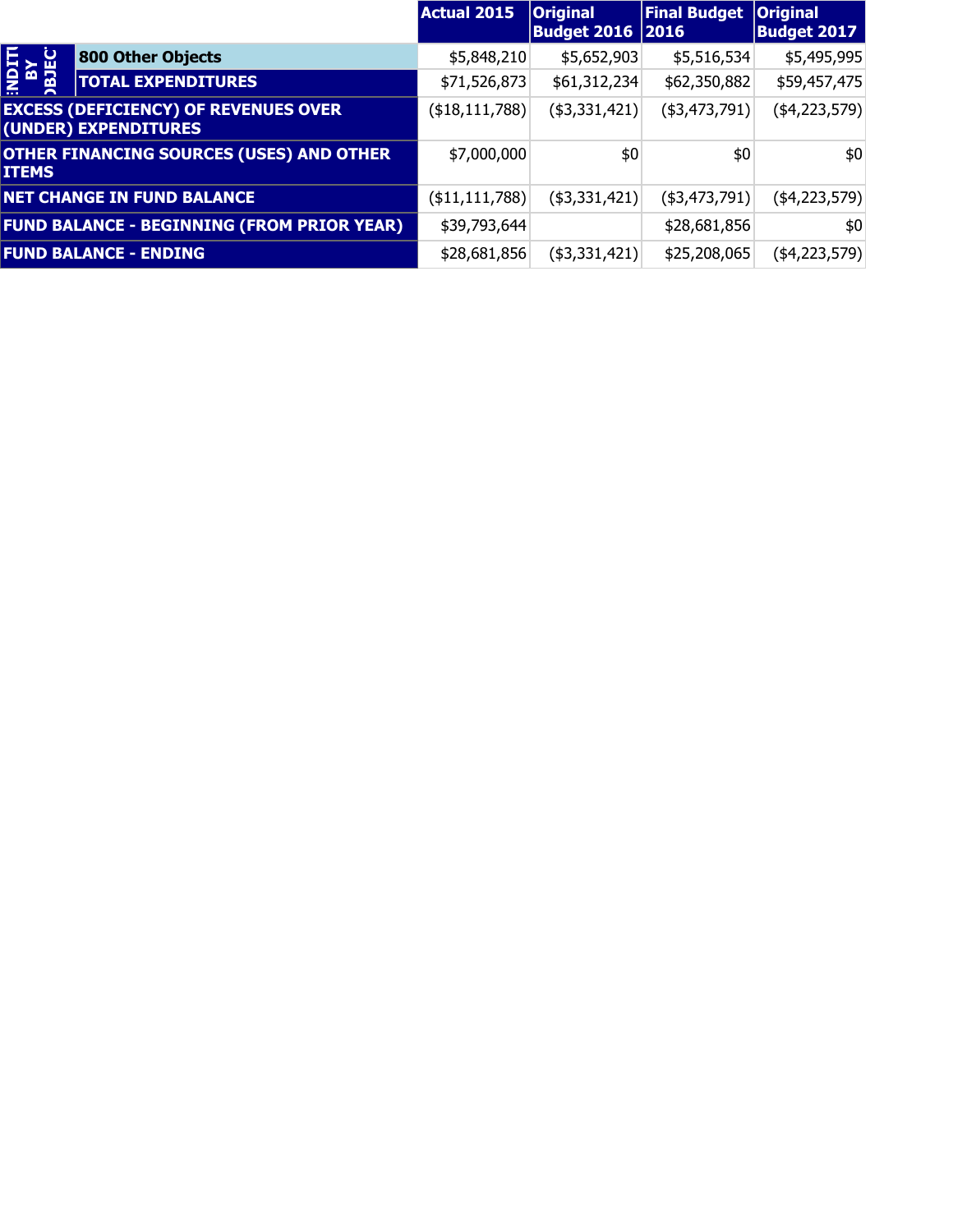| | | Actual 2015 | Original Budget 2016 | Final Budget 2016 | Original Budget 2017 |
|---|---|---|---|---|---|
| EXPENDITURES BY OBJECT | 800 Other Objects | $5,848,210 | $5,652,903 | $5,516,534 | $5,495,995 |
| | TOTAL EXPENDITURES | $71,526,873 | $61,312,234 | $62,350,882 | $59,457,475 |
| EXCESS (DEFICIENCY) OF REVENUES OVER (UNDER) EXPENDITURES | | ($18,111,788) | ($3,331,421) | ($3,473,791) | ($4,223,579) |
| OTHER FINANCING SOURCES (USES) AND OTHER ITEMS | | $7,000,000 | $0 | $0 | $0 |
| NET CHANGE IN FUND BALANCE | | ($11,111,788) | ($3,331,421) | ($3,473,791) | ($4,223,579) |
| FUND BALANCE - BEGINNING (FROM PRIOR YEAR) | | $39,793,644 | | $28,681,856 | $0 |
| FUND BALANCE - ENDING | | $28,681,856 | ($3,331,421) | $25,208,065 | ($4,223,579) |